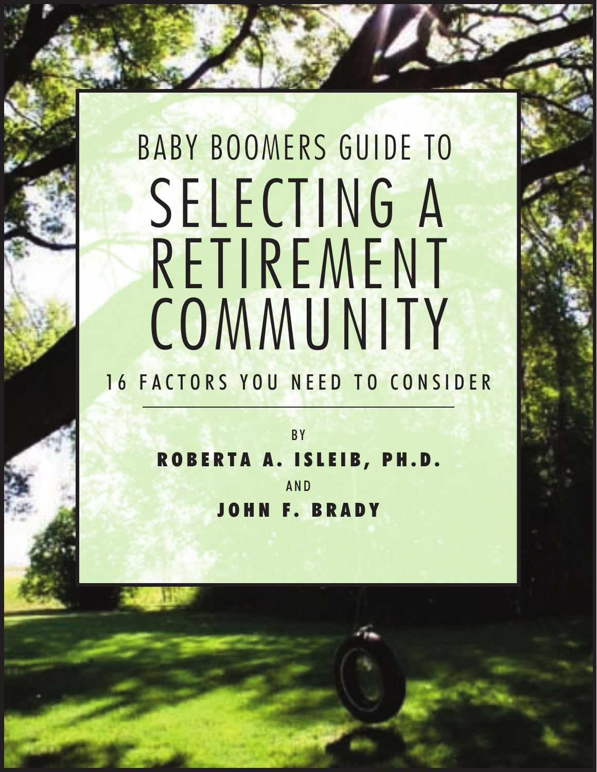# BABY BOOMERS GUIDE TO SELECTING A RETIREMENT COMMUNITY

## 16 FACTORS YOU NEED TO CONSIDER

BY

**ROBERTA A. ISLEIB, PH.D.**

AND

**JOHN F. BRADY**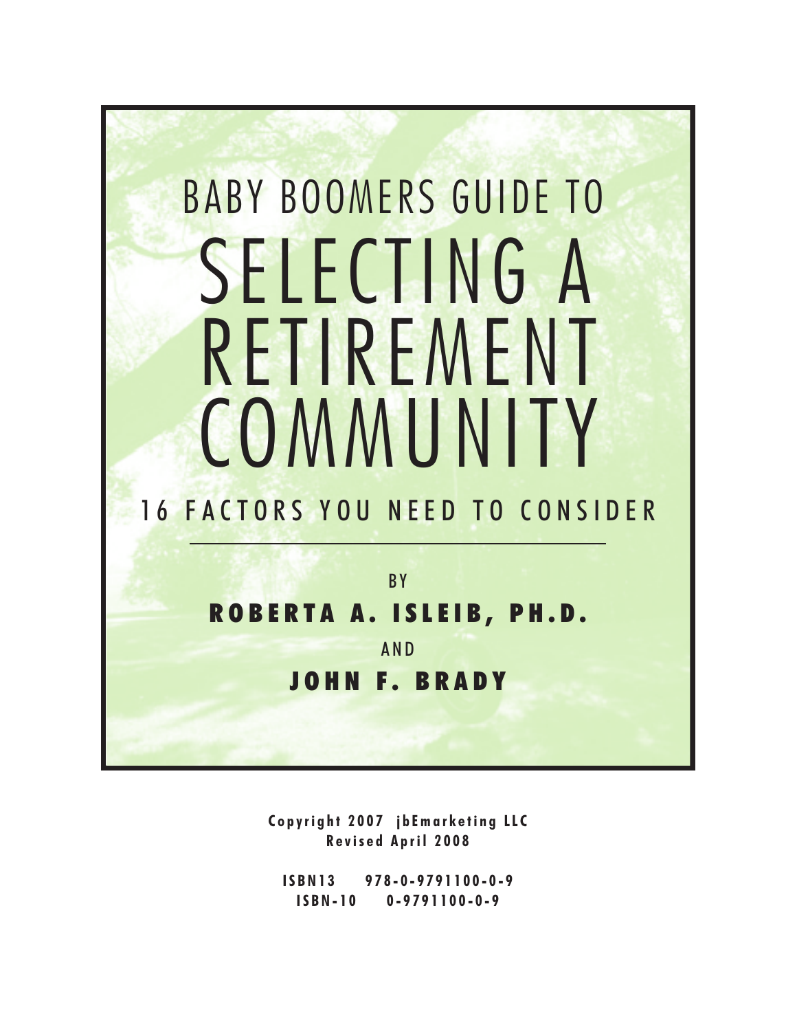# BABY BOOMERS GUIDE TO SELECTING A RETIREMENT COMMUNITY

## 16 FACTORS YOU NEED TO CONSIDER

BY

**ROBERTA A. ISLEIB, PH.D.**

AND

**JOHN F. BRADY**

**Copyright 2007 jbEmarketing LLC**
**Revised April 2008**

**ISBN13 978-0-9791100-0-9**
**ISBN-10 0-9791100-0-9**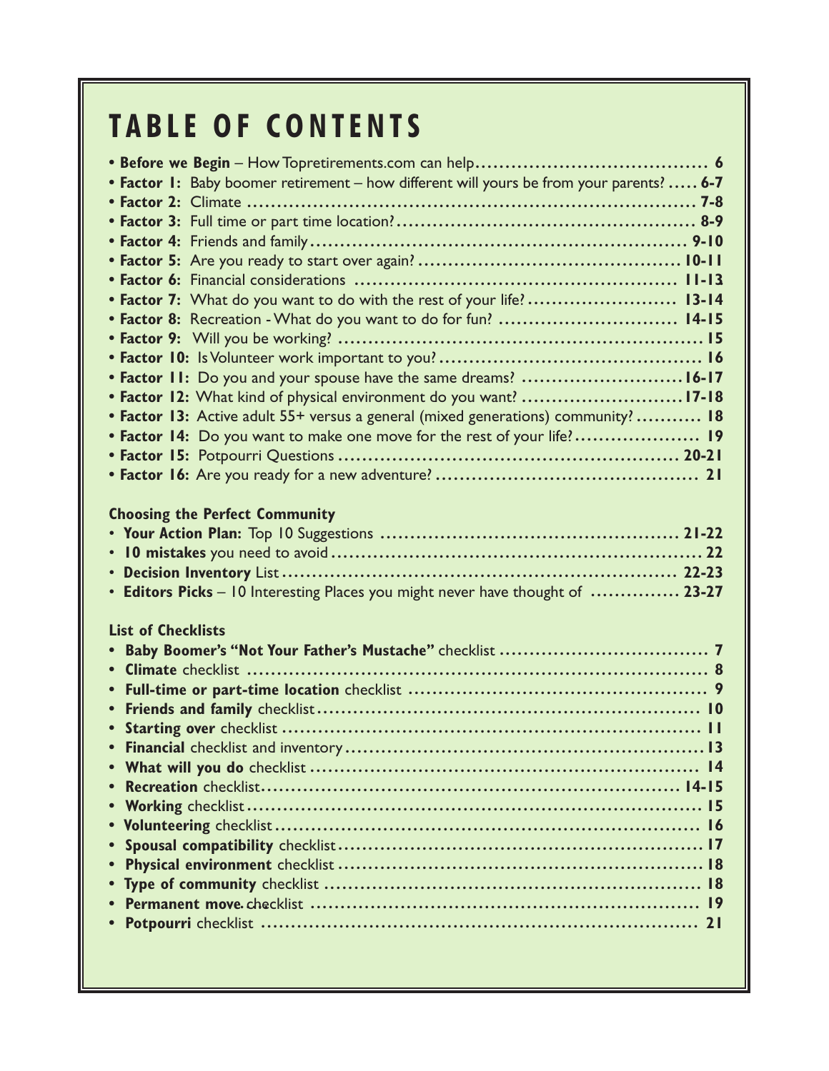# TABLE OF CONTENTS

- **Before we Begin** – How Topretirements.com can help ....................................... 6
- **Factor 1:** Baby boomer retirement – how different will yours be from your parents? ..... 6-7
- **Factor 2:** Climate ......................................................................... 7-8
- **Factor 3:** Full time or part time location? ................................................ 8-9
- **Factor 4:** Friends and family ............................................................. 9-10
- **Factor 5:** Are you ready to start over again? ........................................... 10-11
- **Factor 6:** Financial considerations ..................................................... 11-13
- **Factor 7:** What do you want to do with the rest of your life? ........................ 13-14
- **Factor 8:** Recreation - What do you want to do for fun? ............................. 14-15
- **Factor 9:** Will you be working? ............................................................ 15
- **Factor 10:** Is Volunteer work important to you? ........................................... 16
- **Factor 11:** Do you and your spouse have the same dreams? ........................... 16-17
- **Factor 12:** What kind of physical environment do you want? .......................... 17-18
- **Factor 13:** Active adult 55+ versus a general (mixed generations) community? .......... 18
- **Factor 14:** Do you want to make one move for the rest of your life? .................... 19
- **Factor 15:** Potpourri Questions ........................................................ 20-21
- **Factor 16:** Are you ready for a new adventure? ........................................... 21

**Choosing the Perfect Community**

- **Your Action Plan:** Top 10 Suggestions ................................................. 21-22
- **10 mistakes** you need to avoid ............................................................ 22
- **Decision Inventory** List ................................................................. 22-23
- **Editors Picks** – 10 Interesting Places you might never have thought of ............... 23-27

**List of Checklists**

- **Baby Boomer's "Not Your Father's Mustache"** checklist .................................... 7
- **Climate** checklist .......................................................................... 8
- **Full-time or part-time location** checklist ................................................. 9
- **Friends and family** checklist .............................................................. 10
- **Starting over** checklist .................................................................... 11
- **Financial** checklist and inventory .......................................................... 13
- **What will you do** checklist ................................................................. 14
- **Recreation** checklist ...................................................................... 14-15
- **Working** checklist .......................................................................... 15
- **Volunteering** checklist ..................................................................... 16
- **Spousal compatibility** checklist ............................................................ 17
- **Physical environment** checklist ............................................................. 18
- **Type of community** checklist ................................................................ 18
- **Permanent move** checklist ................................................................... 19
- **Potpourri** checklist ......................................................................... 21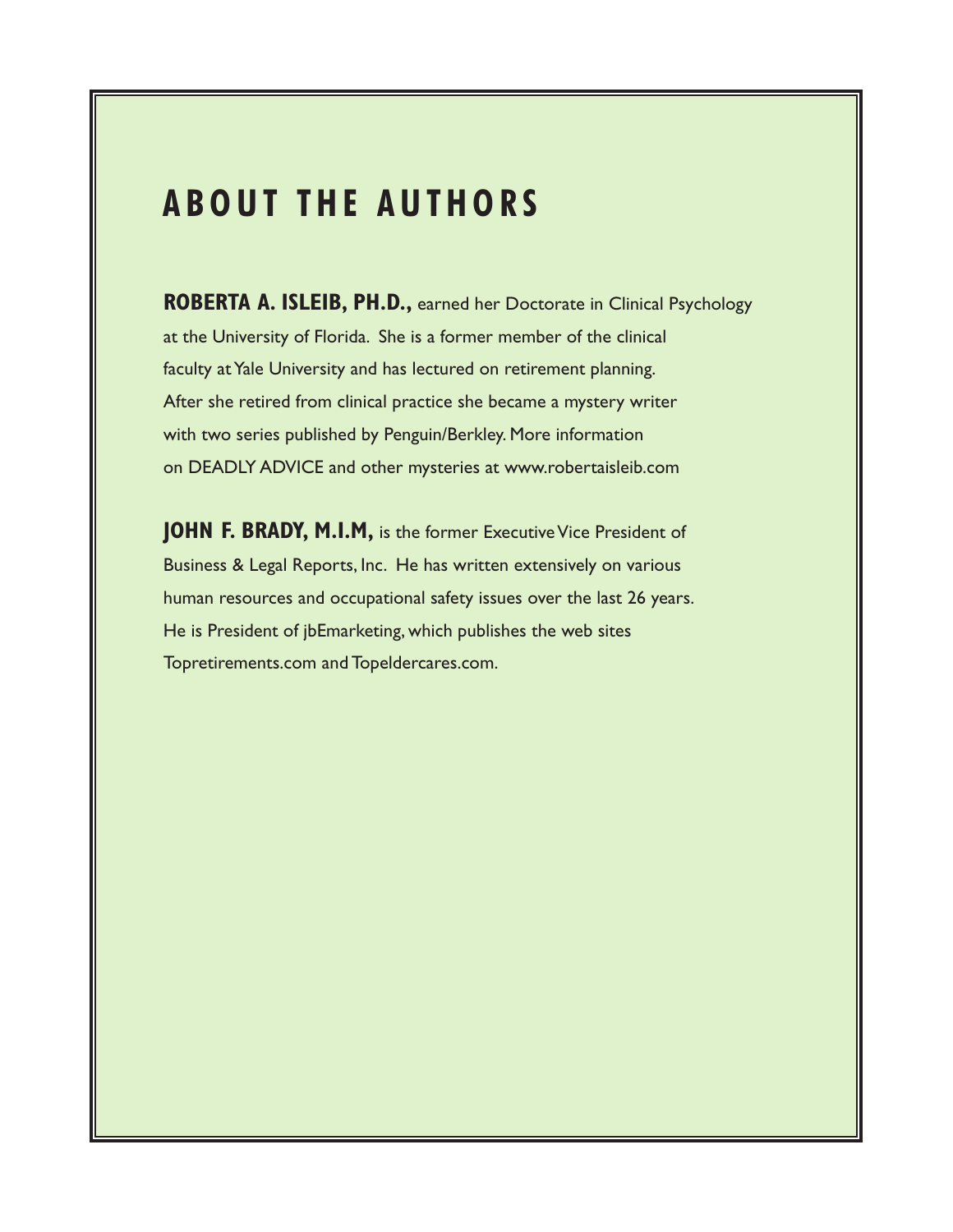# ABOUT THE AUTHORS

**ROBERTA A. ISLEIB, PH.D.,** earned her Doctorate in Clinical Psychology at the University of Florida. She is a former member of the clinical faculty at Yale University and has lectured on retirement planning. After she retired from clinical practice she became a mystery writer with two series published by Penguin/Berkley. More information on DEADLY ADVICE and other mysteries at www.robertaisleib.com

**JOHN F. BRADY, M.I.M,** is the former Executive Vice President of Business & Legal Reports, Inc. He has written extensively on various human resources and occupational safety issues over the last 26 years. He is President of jbEmarketing, which publishes the web sites Topretirements.com and Topeldercares.com.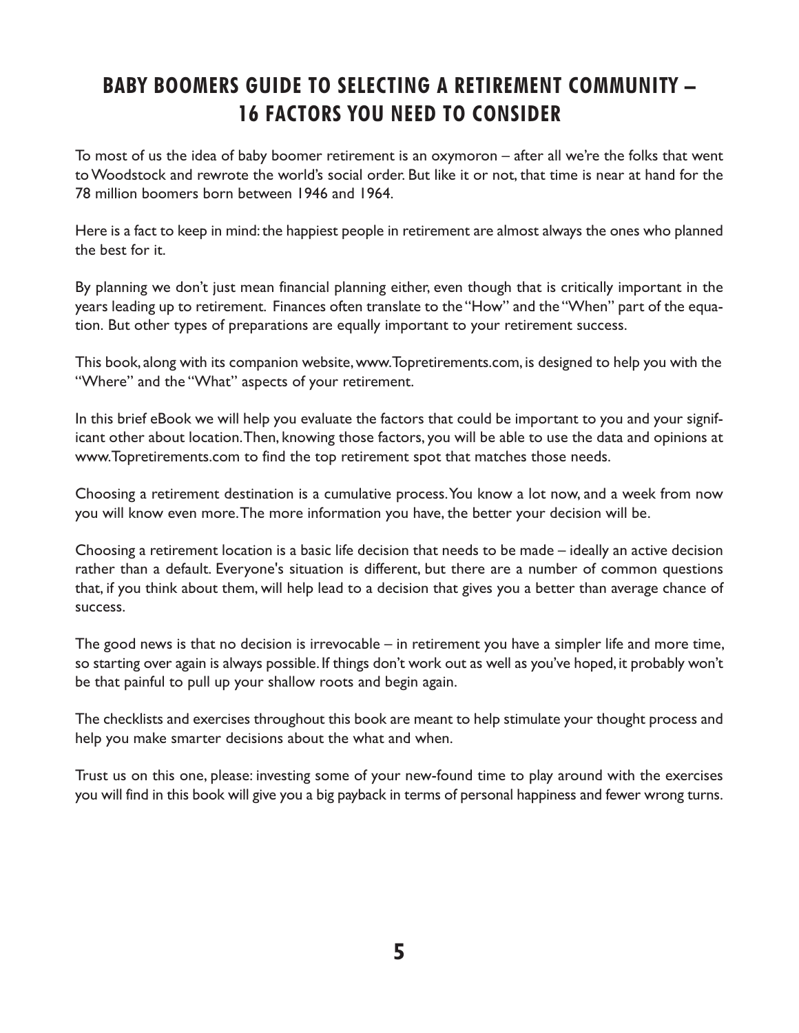# BABY BOOMERS GUIDE TO SELECTING A RETIREMENT COMMUNITY – 16 FACTORS YOU NEED TO CONSIDER

To most of us the idea of baby boomer retirement is an oxymoron – after all we're the folks that went to Woodstock and rewrote the world's social order. But like it or not, that time is near at hand for the 78 million boomers born between 1946 and 1964.

Here is a fact to keep in mind: the happiest people in retirement are almost always the ones who planned the best for it.

By planning we don't just mean financial planning either, even though that is critically important in the years leading up to retirement. Finances often translate to the "How" and the "When" part of the equation. But other types of preparations are equally important to your retirement success.

This book, along with its companion website, www.Topretirements.com, is designed to help you with the "Where" and the "What" aspects of your retirement.

In this brief eBook we will help you evaluate the factors that could be important to you and your significant other about location. Then, knowing those factors, you will be able to use the data and opinions at www.Topretirements.com to find the top retirement spot that matches those needs.

Choosing a retirement destination is a cumulative process. You know a lot now, and a week from now you will know even more. The more information you have, the better your decision will be.

Choosing a retirement location is a basic life decision that needs to be made – ideally an active decision rather than a default. Everyone's situation is different, but there are a number of common questions that, if you think about them, will help lead to a decision that gives you a better than average chance of success.

The good news is that no decision is irrevocable – in retirement you have a simpler life and more time, so starting over again is always possible. If things don't work out as well as you've hoped, it probably won't be that painful to pull up your shallow roots and begin again.

The checklists and exercises throughout this book are meant to help stimulate your thought process and help you make smarter decisions about the what and when.

Trust us on this one, please: investing some of your new-found time to play around with the exercises you will find in this book will give you a big payback in terms of personal happiness and fewer wrong turns.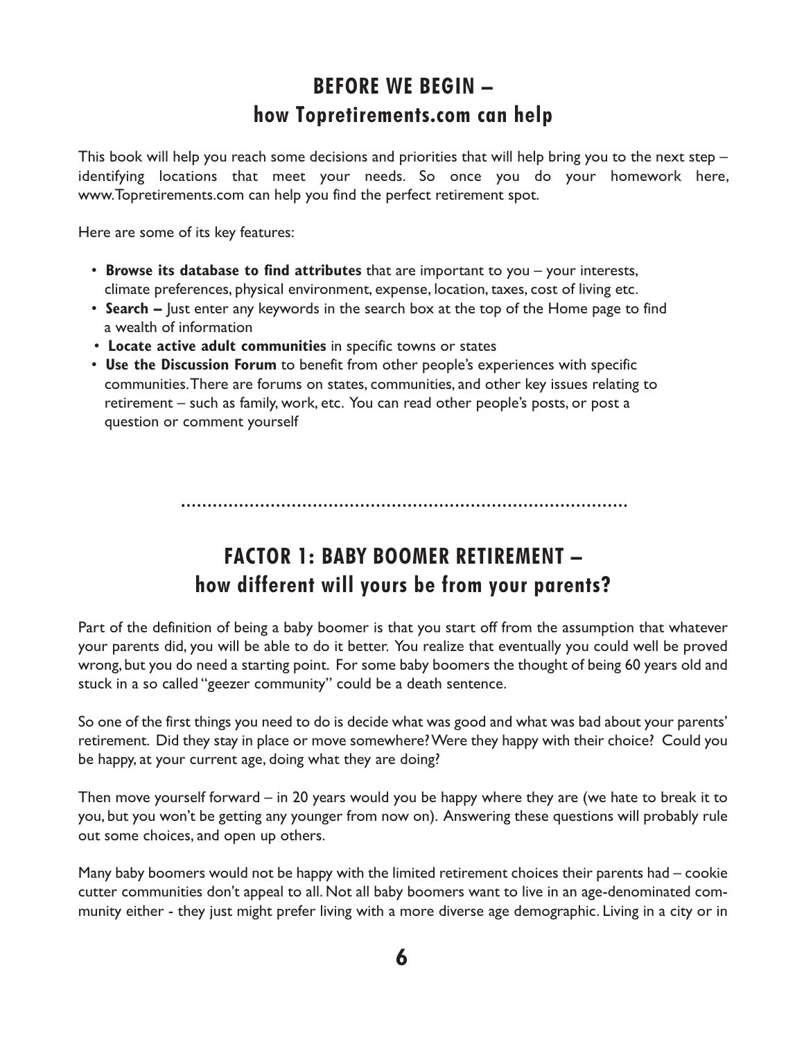## BEFORE WE BEGIN – how Topretirements.com can help

This book will help you reach some decisions and priorities that will help bring you to the next step – identifying locations that meet your needs. So once you do your homework here, www.Topretirements.com can help you find the perfect retirement spot.

Here are some of its key features:

- **Browse its database to find attributes** that are important to you – your interests, climate preferences, physical environment, expense, location, taxes, cost of living etc.
- **Search –** Just enter any keywords in the search box at the top of the Home page to find a wealth of information
- **Locate active adult communities** in specific towns or states
- **Use the Discussion Forum** to benefit from other people's experiences with specific communities. There are forums on states, communities, and other key issues relating to retirement – such as family, work, etc. You can read other people's posts, or post a question or comment yourself

## FACTOR 1: BABY BOOMER RETIREMENT – how different will yours be from your parents?

Part of the definition of being a baby boomer is that you start off from the assumption that whatever your parents did, you will be able to do it better. You realize that eventually you could well be proved wrong, but you do need a starting point. For some baby boomers the thought of being 60 years old and stuck in a so called "geezer community" could be a death sentence.

So one of the first things you need to do is decide what was good and what was bad about your parents' retirement. Did they stay in place or move somewhere? Were they happy with their choice? Could you be happy, at your current age, doing what they are doing?

Then move yourself forward – in 20 years would you be happy where they are (we hate to break it to you, but you won't be getting any younger from now on). Answering these questions will probably rule out some choices, and open up others.

Many baby boomers would not be happy with the limited retirement choices their parents had – cookie cutter communities don't appeal to all. Not all baby boomers want to live in an age-denominated community either - they just might prefer living with a more diverse age demographic. Living in a city or in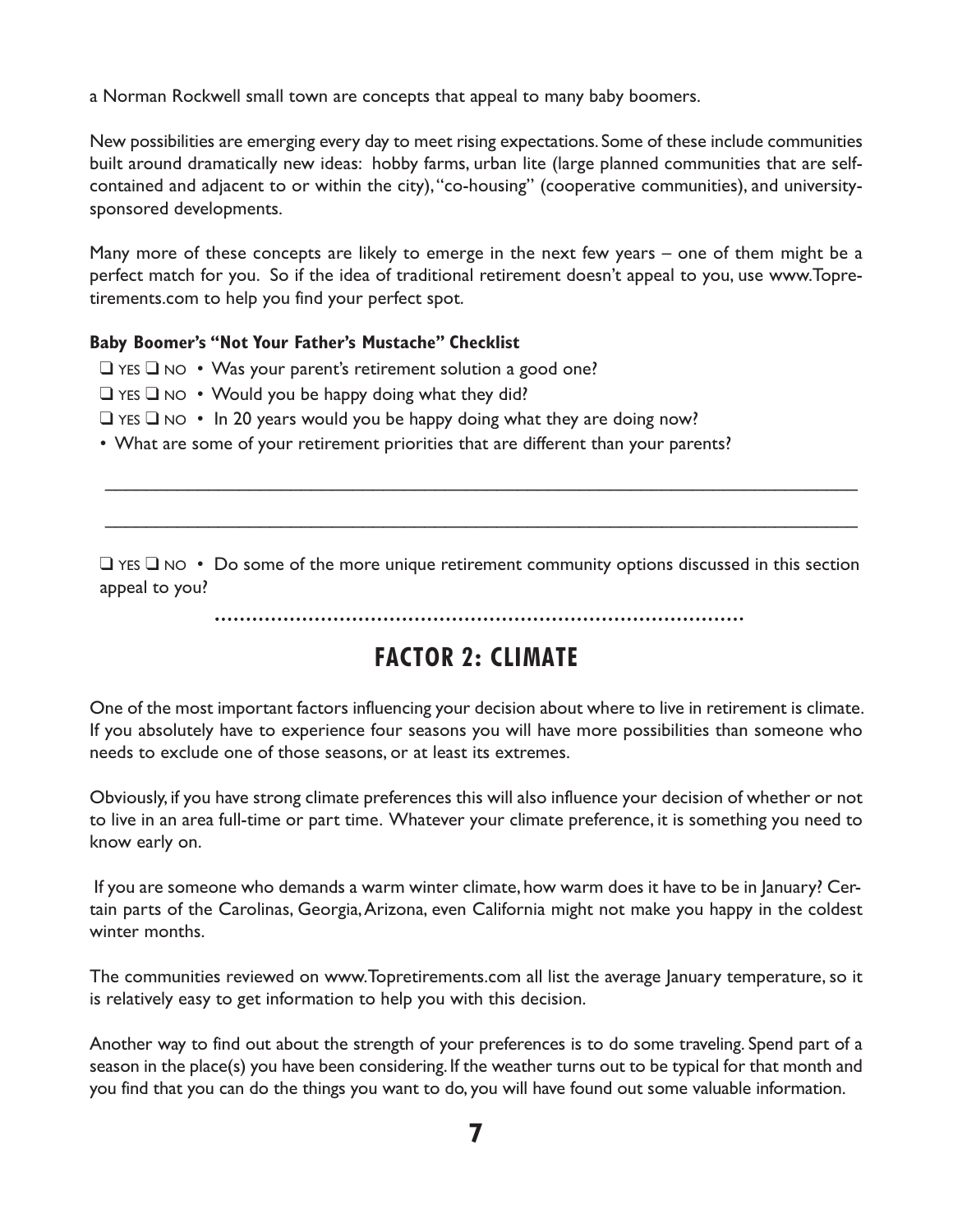a Norman Rockwell small town are concepts that appeal to many baby boomers.

New possibilities are emerging every day to meet rising expectations. Some of these include communities built around dramatically new ideas: hobby farms, urban lite (large planned communities that are self-contained and adjacent to or within the city), "co-housing" (cooperative communities), and university-sponsored developments.

Many more of these concepts are likely to emerge in the next few years – one of them might be a perfect match for you. So if the idea of traditional retirement doesn't appeal to you, use www.Topretirements.com to help you find your perfect spot.

**Baby Boomer's "Not Your Father's Mustache" Checklist**

- ❑ YES ❑ NO • Was your parent's retirement solution a good one?
- ❑ YES ❑ NO • Would you be happy doing what they did?
- ❑ YES ❑ NO • In 20 years would you be happy doing what they are doing now?
- • What are some of your retirement priorities that are different than your parents?

\_\_\_\_\_\_\_\_\_\_\_\_\_\_\_\_\_\_\_\_\_\_\_\_\_\_\_\_\_\_\_\_\_\_\_\_\_\_\_\_\_\_\_\_\_\_\_\_\_\_\_\_\_\_\_\_\_\_\_\_\_\_\_\_\_\_\_\_\_\_

\_\_\_\_\_\_\_\_\_\_\_\_\_\_\_\_\_\_\_\_\_\_\_\_\_\_\_\_\_\_\_\_\_\_\_\_\_\_\_\_\_\_\_\_\_\_\_\_\_\_\_\_\_\_\_\_\_\_\_\_\_\_\_\_\_\_\_\_\_\_

- ❑ YES ❑ NO • Do some of the more unique retirement community options discussed in this section appeal to you?

## FACTOR 2: CLIMATE

One of the most important factors influencing your decision about where to live in retirement is climate. If you absolutely have to experience four seasons you will have more possibilities than someone who needs to exclude one of those seasons, or at least its extremes.

Obviously, if you have strong climate preferences this will also influence your decision of whether or not to live in an area full-time or part time. Whatever your climate preference, it is something you need to know early on.

If you are someone who demands a warm winter climate, how warm does it have to be in January? Certain parts of the Carolinas, Georgia, Arizona, even California might not make you happy in the coldest winter months.

The communities reviewed on www.Topretirements.com all list the average January temperature, so it is relatively easy to get information to help you with this decision.

Another way to find out about the strength of your preferences is to do some traveling. Spend part of a season in the place(s) you have been considering. If the weather turns out to be typical for that month and you find that you can do the things you want to do, you will have found out some valuable information.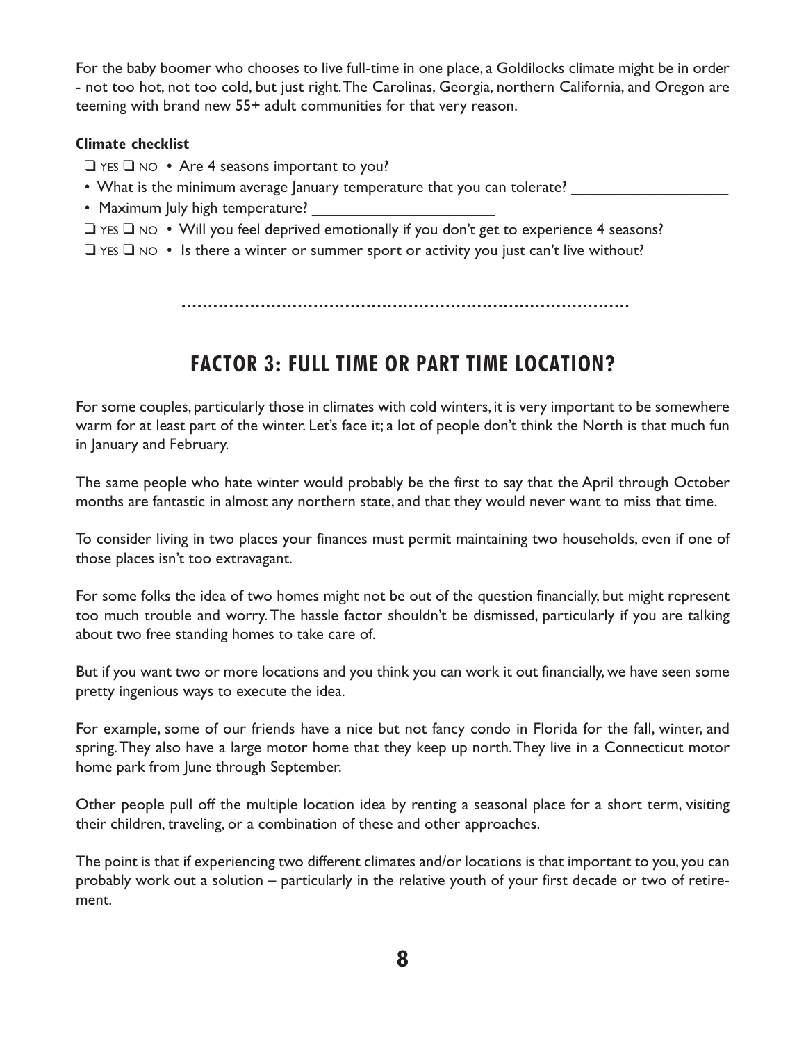For the baby boomer who chooses to live full-time in one place, a Goldilocks climate might be in order - not too hot, not too cold, but just right. The Carolinas, Georgia, northern California, and Oregon are teeming with brand new 55+ adult communities for that very reason.

**Climate checklist**

- ❑ YES ❑ NO • Are 4 seasons important to you?
- • What is the minimum average January temperature that you can tolerate? ___________________
- • Maximum July high temperature? ______________________
- ❑ YES ❑ NO • Will you feel deprived emotionally if you don't get to experience 4 seasons?
- ❑ YES ❑ NO • Is there a winter or summer sport or activity you just can't live without?

## FACTOR 3: FULL TIME OR PART TIME LOCATION?

For some couples, particularly those in climates with cold winters, it is very important to be somewhere warm for at least part of the winter. Let's face it; a lot of people don't think the North is that much fun in January and February.

The same people who hate winter would probably be the first to say that the April through October months are fantastic in almost any northern state, and that they would never want to miss that time.

To consider living in two places your finances must permit maintaining two households, even if one of those places isn't too extravagant.

For some folks the idea of two homes might not be out of the question financially, but might represent too much trouble and worry. The hassle factor shouldn't be dismissed, particularly if you are talking about two free standing homes to take care of.

But if you want two or more locations and you think you can work it out financially, we have seen some pretty ingenious ways to execute the idea.

For example, some of our friends have a nice but not fancy condo in Florida for the fall, winter, and spring. They also have a large motor home that they keep up north. They live in a Connecticut motor home park from June through September.

Other people pull off the multiple location idea by renting a seasonal place for a short term, visiting their children, traveling, or a combination of these and other approaches.

The point is that if experiencing two different climates and/or locations is that important to you, you can probably work out a solution – particularly in the relative youth of your first decade or two of retirement.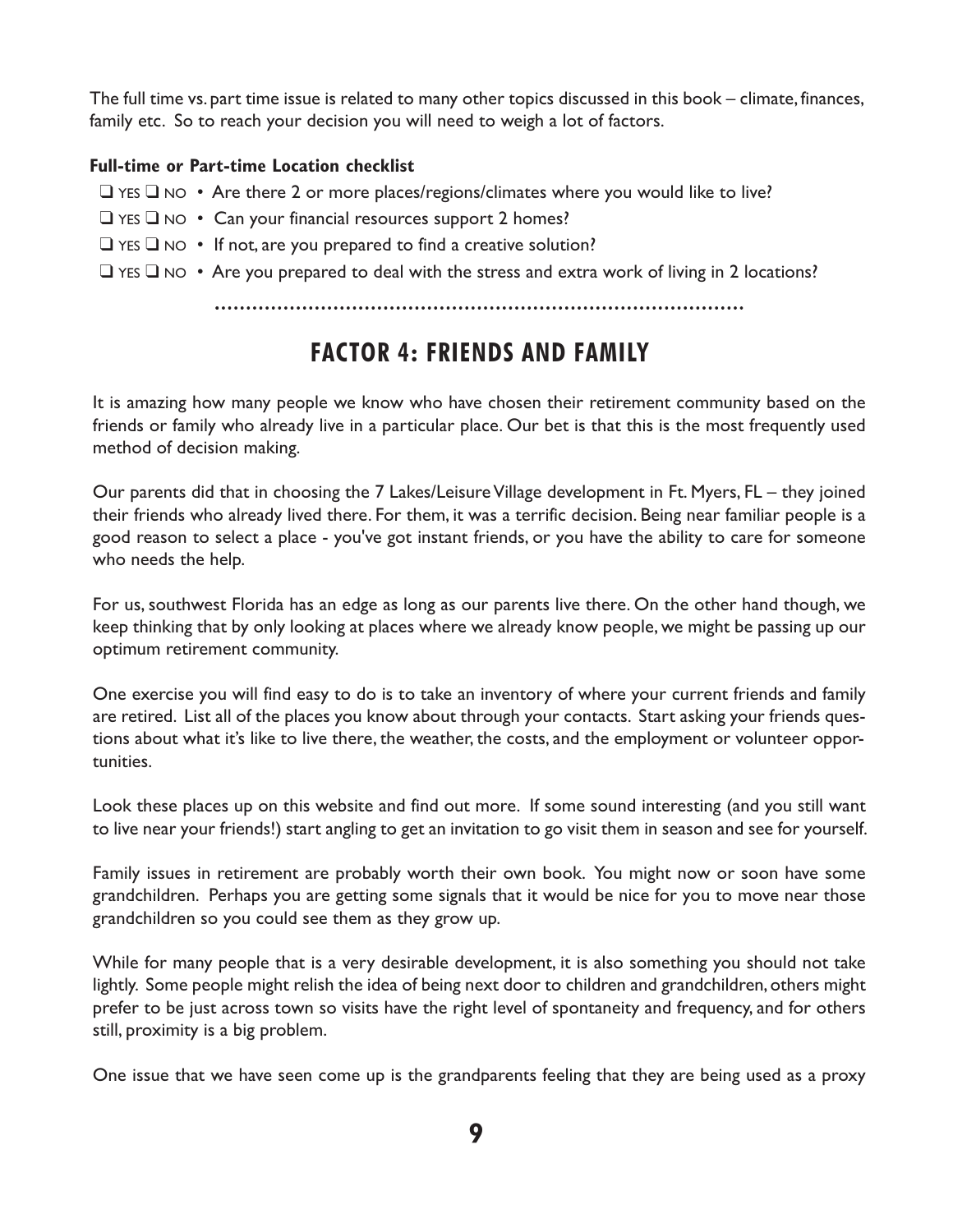The full time vs. part time issue is related to many other topics discussed in this book – climate, finances, family etc. So to reach your decision you will need to weigh a lot of factors.

**Full-time or Part-time Location checklist**

- ❑ YES ❑ NO • Are there 2 or more places/regions/climates where you would like to live?
- ❑ YES ❑ NO • Can your financial resources support 2 homes?
- ❑ YES ❑ NO • If not, are you prepared to find a creative solution?
- ❑ YES ❑ NO • Are you prepared to deal with the stress and extra work of living in 2 locations?

## FACTOR 4: FRIENDS AND FAMILY

It is amazing how many people we know who have chosen their retirement community based on the friends or family who already live in a particular place. Our bet is that this is the most frequently used method of decision making.

Our parents did that in choosing the 7 Lakes/Leisure Village development in Ft. Myers, FL – they joined their friends who already lived there. For them, it was a terrific decision. Being near familiar people is a good reason to select a place - you've got instant friends, or you have the ability to care for someone who needs the help.

For us, southwest Florida has an edge as long as our parents live there. On the other hand though, we keep thinking that by only looking at places where we already know people, we might be passing up our optimum retirement community.

One exercise you will find easy to do is to take an inventory of where your current friends and family are retired. List all of the places you know about through your contacts. Start asking your friends questions about what it's like to live there, the weather, the costs, and the employment or volunteer opportunities.

Look these places up on this website and find out more. If some sound interesting (and you still want to live near your friends!) start angling to get an invitation to go visit them in season and see for yourself.

Family issues in retirement are probably worth their own book. You might now or soon have some grandchildren. Perhaps you are getting some signals that it would be nice for you to move near those grandchildren so you could see them as they grow up.

While for many people that is a very desirable development, it is also something you should not take lightly. Some people might relish the idea of being next door to children and grandchildren, others might prefer to be just across town so visits have the right level of spontaneity and frequency, and for others still, proximity is a big problem.

One issue that we have seen come up is the grandparents feeling that they are being used as a proxy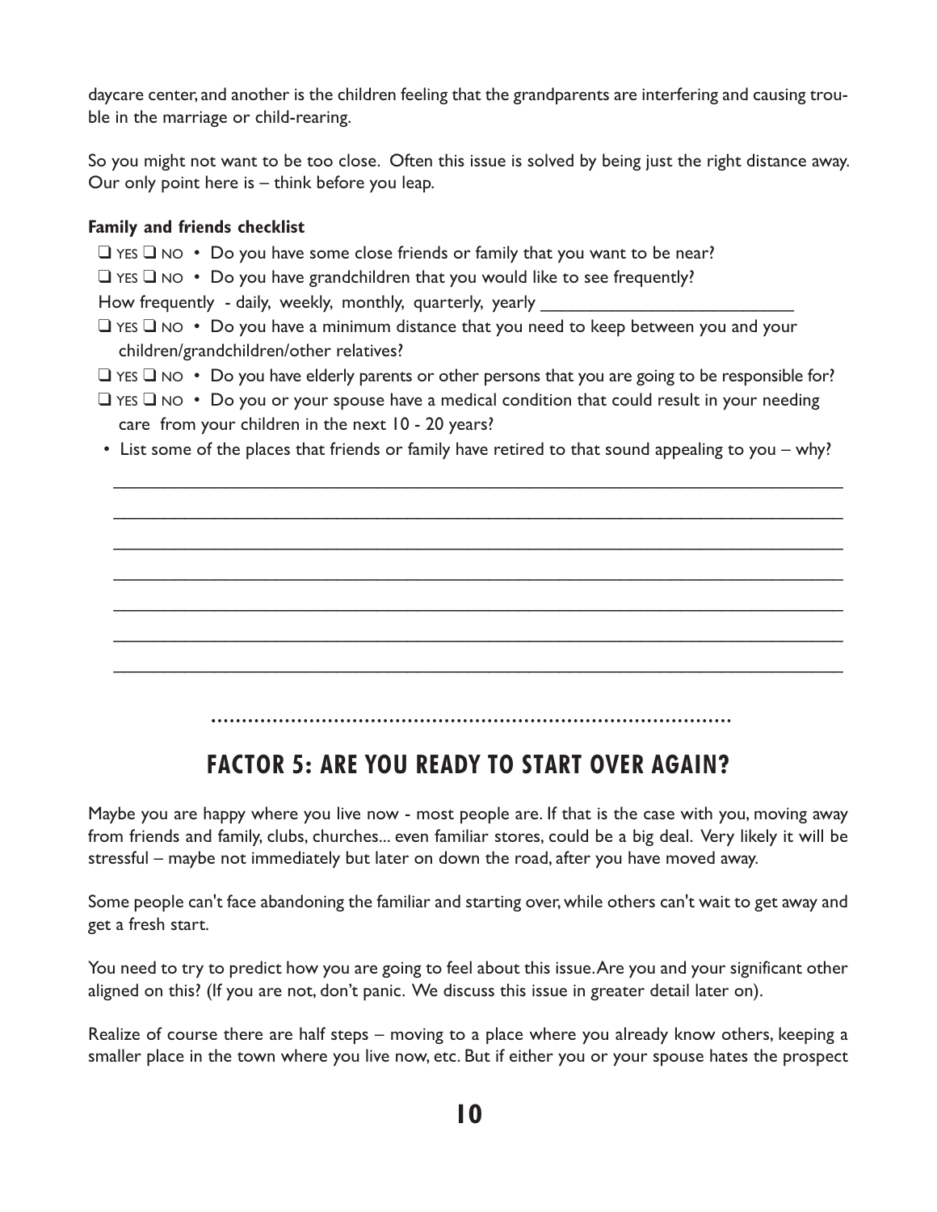daycare center, and another is the children feeling that the grandparents are interfering and causing trouble in the marriage or child-rearing.

So you might not want to be too close. Often this issue is solved by being just the right distance away. Our only point here is – think before you leap.

**Family and friends checklist**

- ❑ YES ❑ NO • Do you have some close friends or family that you want to be near?
- ❑ YES ❑ NO • Do you have grandchildren that you would like to see frequently?
  How frequently - daily, weekly, monthly, quarterly, yearly ___________________________
- ❑ YES ❑ NO • Do you have a minimum distance that you need to keep between you and your children/grandchildren/other relatives?
- ❑ YES ❑ NO • Do you have elderly parents or other persons that you are going to be responsible for?
- ❑ YES ❑ NO • Do you or your spouse have a medical condition that could result in your needing care from your children in the next 10 - 20 years?
- List some of the places that friends or family have retired to that sound appealing to you – why?

_______________________________________________________________________________

_______________________________________________________________________________

_______________________________________________________________________________

_______________________________________________________________________________

_______________________________________________________________________________

_______________________________________________________________________________

_______________________________________________________________________________

## FACTOR 5: ARE YOU READY TO START OVER AGAIN?

Maybe you are happy where you live now - most people are. If that is the case with you, moving away from friends and family, clubs, churches... even familiar stores, could be a big deal. Very likely it will be stressful – maybe not immediately but later on down the road, after you have moved away.

Some people can't face abandoning the familiar and starting over, while others can't wait to get away and get a fresh start.

You need to try to predict how you are going to feel about this issue. Are you and your significant other aligned on this? (If you are not, don't panic. We discuss this issue in greater detail later on).

Realize of course there are half steps – moving to a place where you already know others, keeping a smaller place in the town where you live now, etc. But if either you or your spouse hates the prospect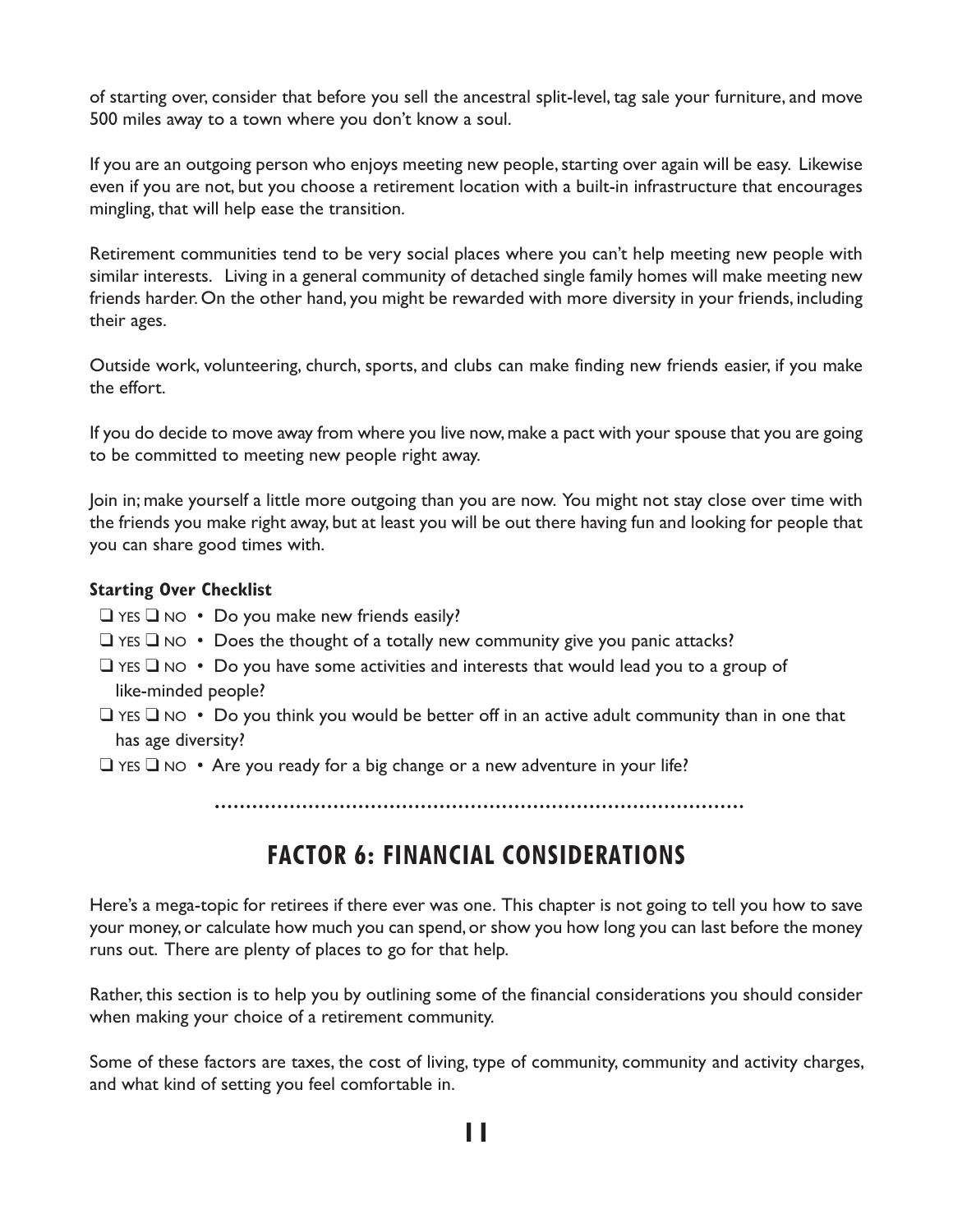of starting over, consider that before you sell the ancestral split-level, tag sale your furniture, and move 500 miles away to a town where you don't know a soul.

If you are an outgoing person who enjoys meeting new people, starting over again will be easy. Likewise even if you are not, but you choose a retirement location with a built-in infrastructure that encourages mingling, that will help ease the transition.

Retirement communities tend to be very social places where you can't help meeting new people with similar interests. Living in a general community of detached single family homes will make meeting new friends harder. On the other hand, you might be rewarded with more diversity in your friends, including their ages.

Outside work, volunteering, church, sports, and clubs can make finding new friends easier, if you make the effort.

If you do decide to move away from where you live now, make a pact with your spouse that you are going to be committed to meeting new people right away.

Join in; make yourself a little more outgoing than you are now. You might not stay close over time with the friends you make right away, but at least you will be out there having fun and looking for people that you can share good times with.

**Starting Over Checklist**

- ❑ YES ❑ NO • Do you make new friends easily?
- ❑ YES ❑ NO • Does the thought of a totally new community give you panic attacks?
- ❑ YES ❑ NO • Do you have some activities and interests that would lead you to a group of like-minded people?
- ❑ YES ❑ NO • Do you think you would be better off in an active adult community than in one that has age diversity?
- ❑ YES ❑ NO • Are you ready for a big change or a new adventure in your life?

## FACTOR 6: FINANCIAL CONSIDERATIONS

Here's a mega-topic for retirees if there ever was one. This chapter is not going to tell you how to save your money, or calculate how much you can spend, or show you how long you can last before the money runs out. There are plenty of places to go for that help.

Rather, this section is to help you by outlining some of the financial considerations you should consider when making your choice of a retirement community.

Some of these factors are taxes, the cost of living, type of community, community and activity charges, and what kind of setting you feel comfortable in.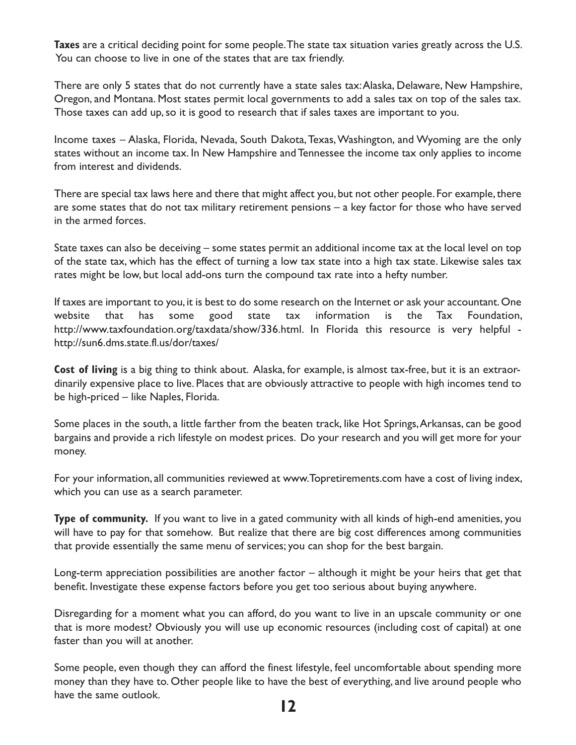**Taxes** are a critical deciding point for some people. The state tax situation varies greatly across the U.S. You can choose to live in one of the states that are tax friendly.

There are only 5 states that do not currently have a state sales tax: Alaska, Delaware, New Hampshire, Oregon, and Montana. Most states permit local governments to add a sales tax on top of the sales tax. Those taxes can add up, so it is good to research that if sales taxes are important to you.

Income taxes – Alaska, Florida, Nevada, South Dakota, Texas, Washington, and Wyoming are the only states without an income tax. In New Hampshire and Tennessee the income tax only applies to income from interest and dividends.

There are special tax laws here and there that might affect you, but not other people. For example, there are some states that do not tax military retirement pensions – a key factor for those who have served in the armed forces.

State taxes can also be deceiving – some states permit an additional income tax at the local level on top of the state tax, which has the effect of turning a low tax state into a high tax state. Likewise sales tax rates might be low, but local add-ons turn the compound tax rate into a hefty number.

If taxes are important to you, it is best to do some research on the Internet or ask your accountant. One website that has some good state tax information is the Tax Foundation, http://www.taxfoundation.org/taxdata/show/336.html. In Florida this resource is very helpful - http://sun6.dms.state.fl.us/dor/taxes/

**Cost of living** is a big thing to think about. Alaska, for example, is almost tax-free, but it is an extraordinarily expensive place to live. Places that are obviously attractive to people with high incomes tend to be high-priced – like Naples, Florida.

Some places in the south, a little farther from the beaten track, like Hot Springs, Arkansas, can be good bargains and provide a rich lifestyle on modest prices. Do your research and you will get more for your money.

For your information, all communities reviewed at www.Topretirements.com have a cost of living index, which you can use as a search parameter.

**Type of community.** If you want to live in a gated community with all kinds of high-end amenities, you will have to pay for that somehow. But realize that there are big cost differences among communities that provide essentially the same menu of services; you can shop for the best bargain.

Long-term appreciation possibilities are another factor – although it might be your heirs that get that benefit. Investigate these expense factors before you get too serious about buying anywhere.

Disregarding for a moment what you can afford, do you want to live in an upscale community or one that is more modest? Obviously you will use up economic resources (including cost of capital) at one faster than you will at another.

Some people, even though they can afford the finest lifestyle, feel uncomfortable about spending more money than they have to. Other people like to have the best of everything, and live around people who have the same outlook.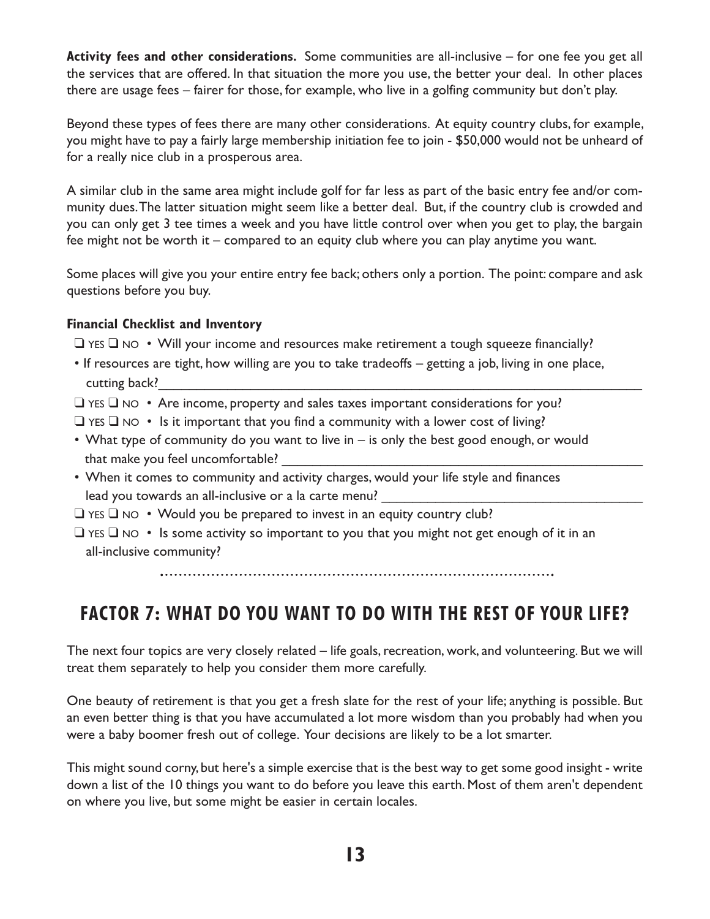**Activity fees and other considerations.** Some communities are all-inclusive – for one fee you get all the services that are offered. In that situation the more you use, the better your deal. In other places there are usage fees – fairer for those, for example, who live in a golfing community but don't play.

Beyond these types of fees there are many other considerations. At equity country clubs, for example, you might have to pay a fairly large membership initiation fee to join - $50,000 would not be unheard of for a really nice club in a prosperous area.

A similar club in the same area might include golf for far less as part of the basic entry fee and/or community dues. The latter situation might seem like a better deal. But, if the country club is crowded and you can only get 3 tee times a week and you have little control over when you get to play, the bargain fee might not be worth it – compared to an equity club where you can play anytime you want.

Some places will give you your entire entry fee back; others only a portion. The point: compare and ask questions before you buy.

**Financial Checklist and Inventory**

- ❑ YES ❑ NO • Will your income and resources make retirement a tough squeeze financially?
- • If resources are tight, how willing are you to take tradeoffs – getting a job, living in one place, cutting back?________________________________________________________________
- ❑ YES ❑ NO • Are income, property and sales taxes important considerations for you?
- ❑ YES ❑ NO • Is it important that you find a community with a lower cost of living?
- • What type of community do you want to live in – is only the best good enough, or would that make you feel uncomfortable? ______________________________________________
- • When it comes to community and activity charges, would your life style and finances lead you towards an all-inclusive or a la carte menu? ___________________________________
- ❑ YES ❑ NO • Would you be prepared to invest in an equity country club?
- ❑ YES ❑ NO • Is some activity so important to you that you might not get enough of it in an all-inclusive community?

## FACTOR 7: WHAT DO YOU WANT TO DO WITH THE REST OF YOUR LIFE?

The next four topics are very closely related – life goals, recreation, work, and volunteering. But we will treat them separately to help you consider them more carefully.

One beauty of retirement is that you get a fresh slate for the rest of your life; anything is possible. But an even better thing is that you have accumulated a lot more wisdom than you probably had when you were a baby boomer fresh out of college. Your decisions are likely to be a lot smarter.

This might sound corny, but here's a simple exercise that is the best way to get some good insight - write down a list of the 10 things you want to do before you leave this earth. Most of them aren't dependent on where you live, but some might be easier in certain locales.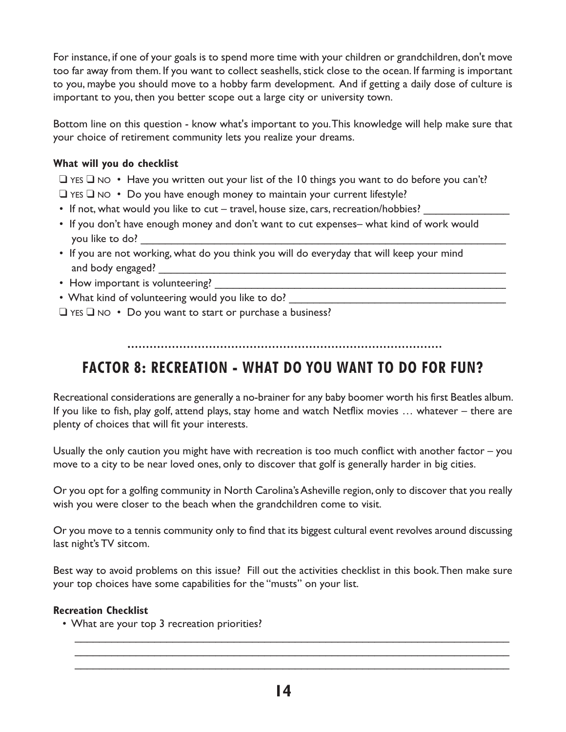For instance, if one of your goals is to spend more time with your children or grandchildren, don't move too far away from them. If you want to collect seashells, stick close to the ocean. If farming is important to you, maybe you should move to a hobby farm development. And if getting a daily dose of culture is important to you, then you better scope out a large city or university town.

Bottom line on this question - know what's important to you. This knowledge will help make sure that your choice of retirement community lets you realize your dreams.

**What will you do checklist**

- ❑ YES ❑ NO • Have you written out your list of the 10 things you want to do before you can't?
- ❑ YES ❑ NO • Do you have enough money to maintain your current lifestyle?
- If not, what would you like to cut – travel, house size, cars, recreation/hobbies? _______________
- If you don't have enough money and don't want to cut expenses– what kind of work would you like to do? _______________________________________________________________
- If you are not working, what do you think you will do everyday that will keep your mind and body engaged? _______________________________________________________________
- How important is volunteering? _______________________________________________________
- What kind of volunteering would you like to do? ______________________________________
- ❑ YES ❑ NO • Do you want to start or purchase a business?

## FACTOR 8: RECREATION - WHAT DO YOU WANT TO DO FOR FUN?

Recreational considerations are generally a no-brainer for any baby boomer worth his first Beatles album. If you like to fish, play golf, attend plays, stay home and watch Netflix movies … whatever – there are plenty of choices that will fit your interests.

Usually the only caution you might have with recreation is too much conflict with another factor – you move to a city to be near loved ones, only to discover that golf is generally harder in big cities.

Or you opt for a golfing community in North Carolina's Asheville region, only to discover that you really wish you were closer to the beach when the grandchildren come to visit.

Or you move to a tennis community only to find that its biggest cultural event revolves around discussing last night's TV sitcom.

Best way to avoid problems on this issue? Fill out the activities checklist in this book. Then make sure your top choices have some capabilities for the "musts" on your list.

**Recreation Checklist**

- What are your top 3 recreation priorities?

_______________________________________________________________________________

_______________________________________________________________________________

_______________________________________________________________________________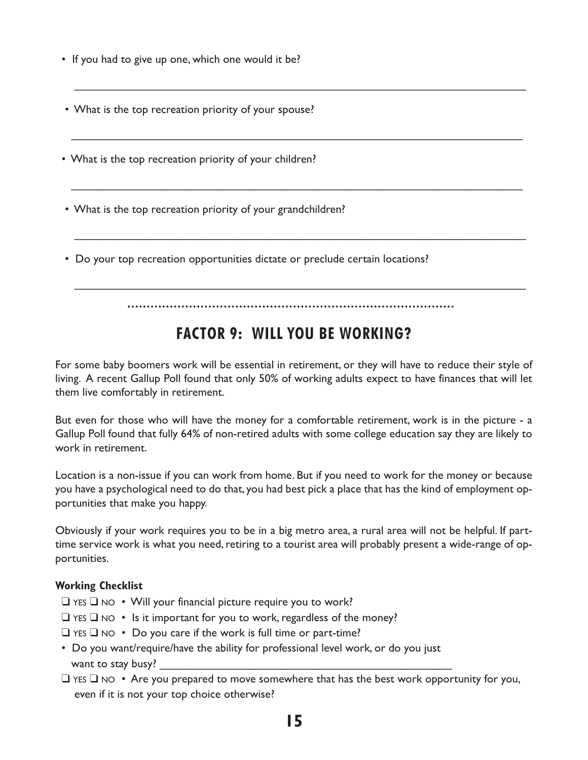- If you had to give up one, which one would it be?

\_\_\_\_\_\_\_\_\_\_\_\_\_\_\_\_\_\_\_\_\_\_\_\_\_\_\_\_\_\_\_\_\_\_\_\_\_\_\_\_\_\_\_\_\_\_\_\_\_\_\_\_\_\_\_\_\_\_\_\_\_\_\_\_\_\_\_\_\_\_

- What is the top recreation priority of your spouse?

\_\_\_\_\_\_\_\_\_\_\_\_\_\_\_\_\_\_\_\_\_\_\_\_\_\_\_\_\_\_\_\_\_\_\_\_\_\_\_\_\_\_\_\_\_\_\_\_\_\_\_\_\_\_\_\_\_\_\_\_\_\_\_\_\_\_\_\_\_\_

- What is the top recreation priority of your children?

\_\_\_\_\_\_\_\_\_\_\_\_\_\_\_\_\_\_\_\_\_\_\_\_\_\_\_\_\_\_\_\_\_\_\_\_\_\_\_\_\_\_\_\_\_\_\_\_\_\_\_\_\_\_\_\_\_\_\_\_\_\_\_\_\_\_\_\_\_\_

- What is the top recreation priority of your grandchildren?

\_\_\_\_\_\_\_\_\_\_\_\_\_\_\_\_\_\_\_\_\_\_\_\_\_\_\_\_\_\_\_\_\_\_\_\_\_\_\_\_\_\_\_\_\_\_\_\_\_\_\_\_\_\_\_\_\_\_\_\_\_\_\_\_\_\_\_\_\_\_

- Do your top recreation opportunities dictate or preclude certain locations?

\_\_\_\_\_\_\_\_\_\_\_\_\_\_\_\_\_\_\_\_\_\_\_\_\_\_\_\_\_\_\_\_\_\_\_\_\_\_\_\_\_\_\_\_\_\_\_\_\_\_\_\_\_\_\_\_\_\_\_\_\_\_\_\_\_\_\_\_\_\_

## FACTOR 9: WILL YOU BE WORKING?

For some baby boomers work will be essential in retirement, or they will have to reduce their style of living. A recent Gallup Poll found that only 50% of working adults expect to have finances that will let them live comfortably in retirement.

But even for those who will have the money for a comfortable retirement, work is in the picture - a Gallup Poll found that fully 64% of non-retired adults with some college education say they are likely to work in retirement.

Location is a non-issue if you can work from home. But if you need to work for the money or because you have a psychological need to do that, you had best pick a place that has the kind of employment opportunities that make you happy.

Obviously if your work requires you to be in a big metro area, a rural area will not be helpful. If part-time service work is what you need, retiring to a tourist area will probably present a wide-range of opportunities.

**Working Checklist**

❑ YES ❑ NO • Will your financial picture require you to work?

❑ YES ❑ NO • Is it important for you to work, regardless of the money?

❑ YES ❑ NO • Do you care if the work is full time or part-time?

- Do you want/require/have the ability for professional level work, or do you just want to stay busy? \_\_\_\_\_\_\_\_\_\_\_\_\_\_\_\_\_\_\_\_\_\_\_\_\_\_\_\_\_\_\_\_\_\_\_\_\_\_\_\_\_\_\_\_

❑ YES ❑ NO • Are you prepared to move somewhere that has the best work opportunity for you, even if it is not your top choice otherwise?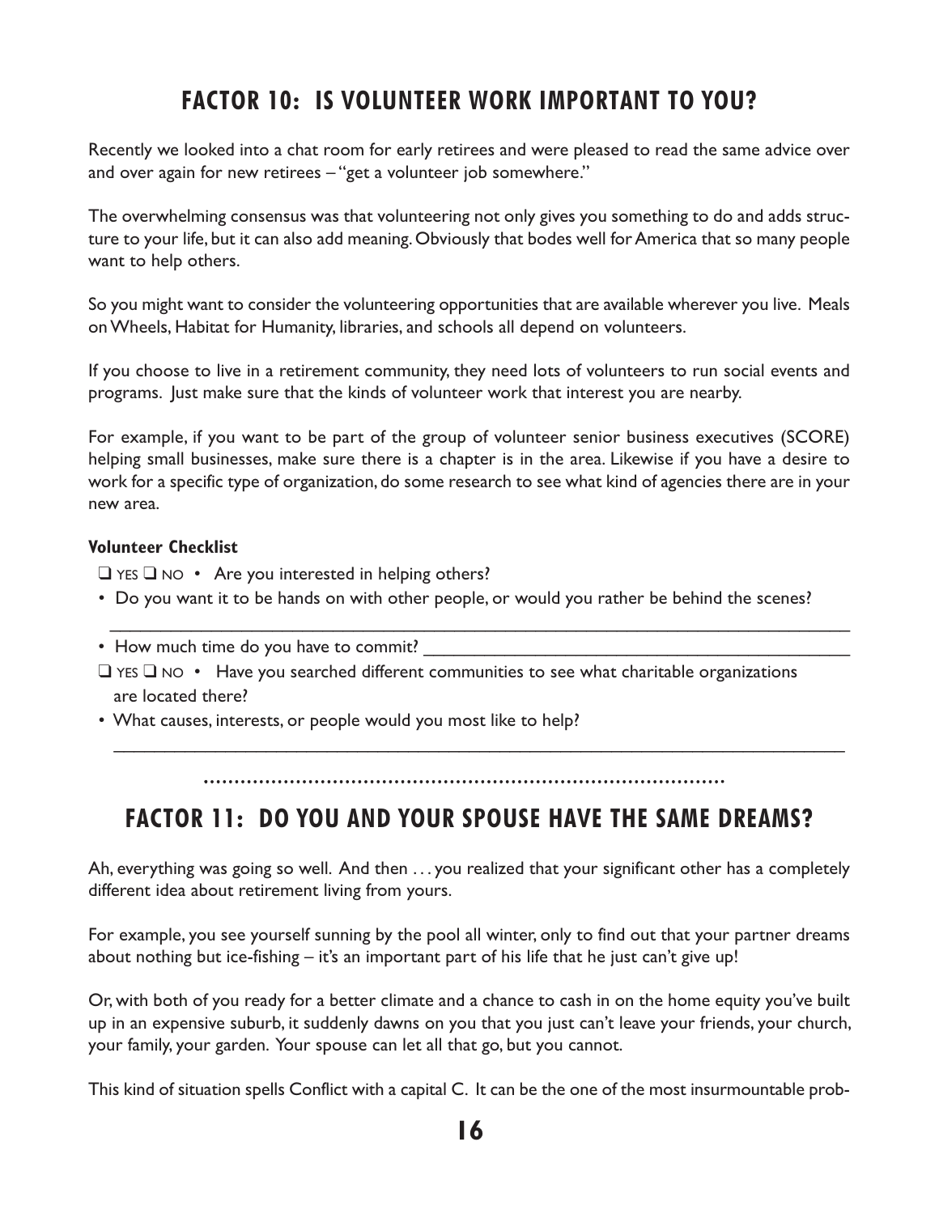## FACTOR 10: IS VOLUNTEER WORK IMPORTANT TO YOU?

Recently we looked into a chat room for early retirees and were pleased to read the same advice over and over again for new retirees – "get a volunteer job somewhere."

The overwhelming consensus was that volunteering not only gives you something to do and adds structure to your life, but it can also add meaning. Obviously that bodes well for America that so many people want to help others.

So you might want to consider the volunteering opportunities that are available wherever you live. Meals on Wheels, Habitat for Humanity, libraries, and schools all depend on volunteers.

If you choose to live in a retirement community, they need lots of volunteers to run social events and programs. Just make sure that the kinds of volunteer work that interest you are nearby.

For example, if you want to be part of the group of volunteer senior business executives (SCORE) helping small businesses, make sure there is a chapter is in the area. Likewise if you have a desire to work for a specific type of organization, do some research to see what kind of agencies there are in your new area.

**Volunteer Checklist**

- ❑ YES ❑ NO • Are you interested in helping others?
- Do you want it to be hands on with other people, or would you rather be behind the scenes?
  ______________________________________________________________________________
- How much time do you have to commit? ____________________________________________
- ❑ YES ❑ NO • Have you searched different communities to see what charitable organizations are located there?
- What causes, interests, or people would you most like to help?
  ______________________________________________________________________________

## FACTOR 11: DO YOU AND YOUR SPOUSE HAVE THE SAME DREAMS?

Ah, everything was going so well. And then . . . you realized that your significant other has a completely different idea about retirement living from yours.

For example, you see yourself sunning by the pool all winter, only to find out that your partner dreams about nothing but ice-fishing – it's an important part of his life that he just can't give up!

Or, with both of you ready for a better climate and a chance to cash in on the home equity you've built up in an expensive suburb, it suddenly dawns on you that you just can't leave your friends, your church, your family, your garden. Your spouse can let all that go, but you cannot.

This kind of situation spells Conflict with a capital C. It can be the one of the most insurmountable prob-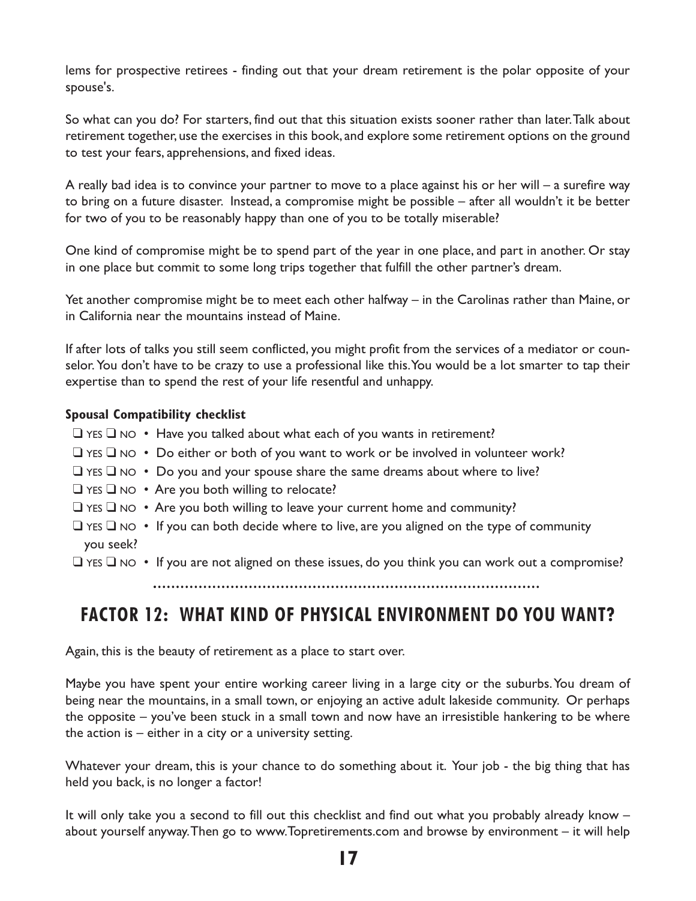lems for prospective retirees - finding out that your dream retirement is the polar opposite of your spouse's.

So what can you do? For starters, find out that this situation exists sooner rather than later. Talk about retirement together, use the exercises in this book, and explore some retirement options on the ground to test your fears, apprehensions, and fixed ideas.

A really bad idea is to convince your partner to move to a place against his or her will – a surefire way to bring on a future disaster. Instead, a compromise might be possible – after all wouldn't it be better for two of you to be reasonably happy than one of you to be totally miserable?

One kind of compromise might be to spend part of the year in one place, and part in another. Or stay in one place but commit to some long trips together that fulfill the other partner's dream.

Yet another compromise might be to meet each other halfway – in the Carolinas rather than Maine, or in California near the mountains instead of Maine.

If after lots of talks you still seem conflicted, you might profit from the services of a mediator or counselor. You don't have to be crazy to use a professional like this. You would be a lot smarter to tap their expertise than to spend the rest of your life resentful and unhappy.

**Spousal Compatibility checklist**

- ❑ YES ❑ NO • Have you talked about what each of you wants in retirement?
- ❑ YES ❑ NO • Do either or both of you want to work or be involved in volunteer work?
- ❑ YES ❑ NO • Do you and your spouse share the same dreams about where to live?
- ❑ YES ❑ NO • Are you both willing to relocate?
- ❑ YES ❑ NO • Are you both willing to leave your current home and community?
- ❑ YES ❑ NO • If you can both decide where to live, are you aligned on the type of community you seek?
- ❑ YES ❑ NO • If you are not aligned on these issues, do you think you can work out a compromise?

## FACTOR 12: WHAT KIND OF PHYSICAL ENVIRONMENT DO YOU WANT?

Again, this is the beauty of retirement as a place to start over.

Maybe you have spent your entire working career living in a large city or the suburbs. You dream of being near the mountains, in a small town, or enjoying an active adult lakeside community. Or perhaps the opposite – you've been stuck in a small town and now have an irresistible hankering to be where the action is – either in a city or a university setting.

Whatever your dream, this is your chance to do something about it. Your job - the big thing that has held you back, is no longer a factor!

It will only take you a second to fill out this checklist and find out what you probably already know – about yourself anyway. Then go to www.Topretirements.com and browse by environment – it will help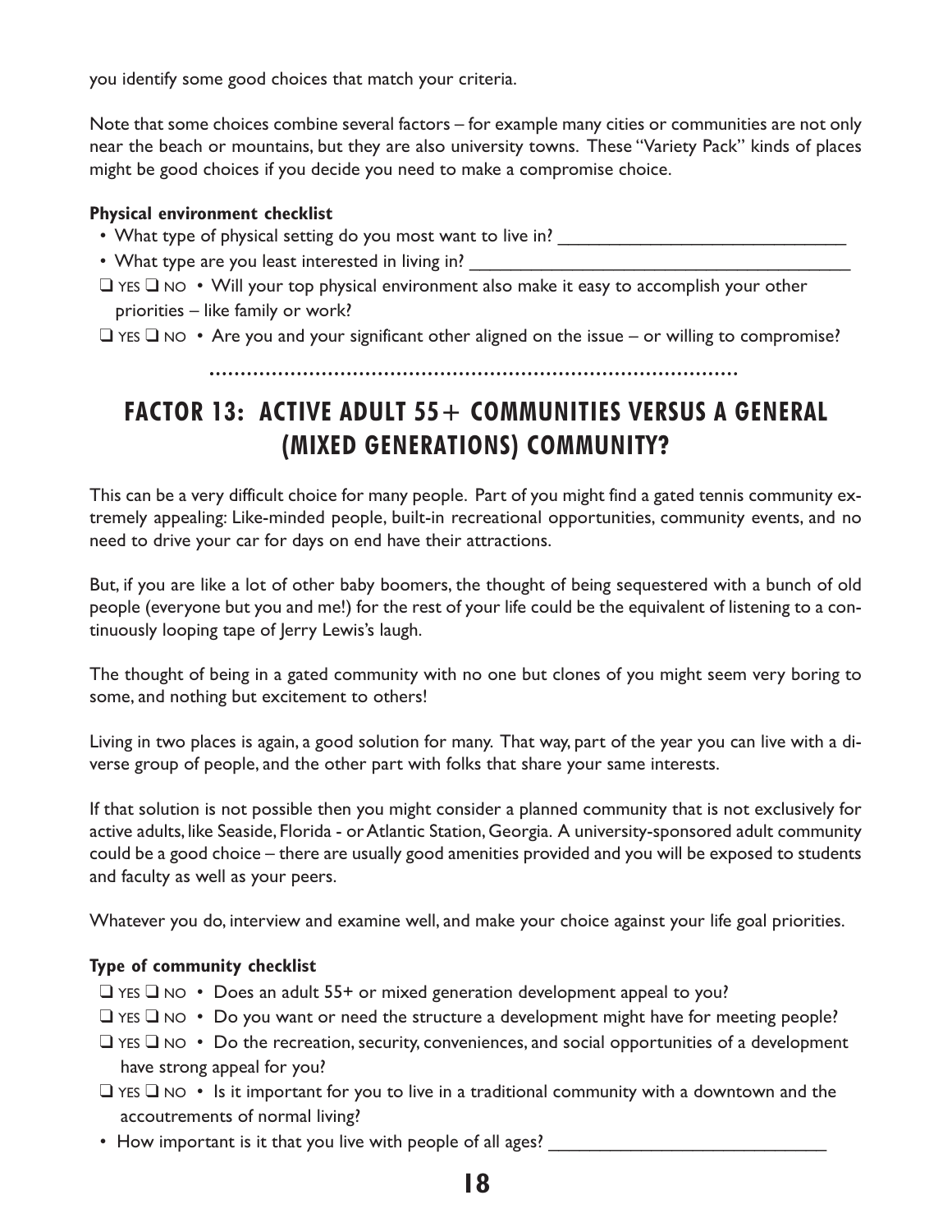you identify some good choices that match your criteria.

Note that some choices combine several factors – for example many cities or communities are not only near the beach or mountains, but they are also university towns. These "Variety Pack" kinds of places might be good choices if you decide you need to make a compromise choice.

**Physical environment checklist**

- What type of physical setting do you most want to live in? ______________________________
- What type are you least interested in living in? ________________________________________
- ❑ YES ❑ NO • Will your top physical environment also make it easy to accomplish your other priorities – like family or work?
- ❑ YES ❑ NO • Are you and your significant other aligned on the issue – or willing to compromise?

## FACTOR 13: ACTIVE ADULT 55+ COMMUNITIES VERSUS A GENERAL (MIXED GENERATIONS) COMMUNITY?

This can be a very difficult choice for many people. Part of you might find a gated tennis community extremely appealing: Like-minded people, built-in recreational opportunities, community events, and no need to drive your car for days on end have their attractions.

But, if you are like a lot of other baby boomers, the thought of being sequestered with a bunch of old people (everyone but you and me!) for the rest of your life could be the equivalent of listening to a continuously looping tape of Jerry Lewis's laugh.

The thought of being in a gated community with no one but clones of you might seem very boring to some, and nothing but excitement to others!

Living in two places is again, a good solution for many. That way, part of the year you can live with a diverse group of people, and the other part with folks that share your same interests.

If that solution is not possible then you might consider a planned community that is not exclusively for active adults, like Seaside, Florida - or Atlantic Station, Georgia. A university-sponsored adult community could be a good choice – there are usually good amenities provided and you will be exposed to students and faculty as well as your peers.

Whatever you do, interview and examine well, and make your choice against your life goal priorities.

**Type of community checklist**

- ❑ YES ❑ NO • Does an adult 55+ or mixed generation development appeal to you?
- ❑ YES ❑ NO • Do you want or need the structure a development might have for meeting people?
- ❑ YES ❑ NO • Do the recreation, security, conveniences, and social opportunities of a development have strong appeal for you?
- ❑ YES ❑ NO • Is it important for you to live in a traditional community with a downtown and the accoutrements of normal living?
- How important is it that you live with people of all ages? ____________________________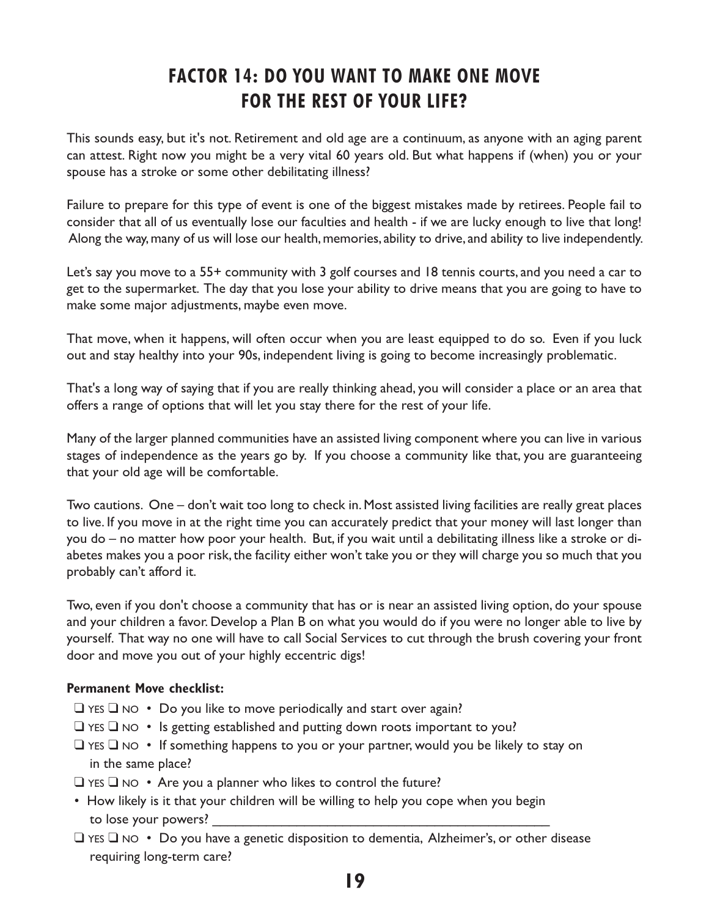# FACTOR 14: DO YOU WANT TO MAKE ONE MOVE FOR THE REST OF YOUR LIFE?

This sounds easy, but it's not. Retirement and old age are a continuum, as anyone with an aging parent can attest. Right now you might be a very vital 60 years old. But what happens if (when) you or your spouse has a stroke or some other debilitating illness?

Failure to prepare for this type of event is one of the biggest mistakes made by retirees. People fail to consider that all of us eventually lose our faculties and health - if we are lucky enough to live that long! Along the way, many of us will lose our health, memories, ability to drive, and ability to live independently.

Let's say you move to a 55+ community with 3 golf courses and 18 tennis courts, and you need a car to get to the supermarket. The day that you lose your ability to drive means that you are going to have to make some major adjustments, maybe even move.

That move, when it happens, will often occur when you are least equipped to do so. Even if you luck out and stay healthy into your 90s, independent living is going to become increasingly problematic.

That's a long way of saying that if you are really thinking ahead, you will consider a place or an area that offers a range of options that will let you stay there for the rest of your life.

Many of the larger planned communities have an assisted living component where you can live in various stages of independence as the years go by. If you choose a community like that, you are guaranteeing that your old age will be comfortable.

Two cautions. One – don't wait too long to check in. Most assisted living facilities are really great places to live. If you move in at the right time you can accurately predict that your money will last longer than you do – no matter how poor your health. But, if you wait until a debilitating illness like a stroke or diabetes makes you a poor risk, the facility either won't take you or they will charge you so much that you probably can't afford it.

Two, even if you don't choose a community that has or is near an assisted living option, do your spouse and your children a favor. Develop a Plan B on what you would do if you were no longer able to live by yourself. That way no one will have to call Social Services to cut through the brush covering your front door and move you out of your highly eccentric digs!

**Permanent Move checklist:**

- ❑ YES ❑ NO • Do you like to move periodically and start over again?
- ❑ YES ❑ NO • Is getting established and putting down roots important to you?
- ❑ YES ❑ NO • If something happens to you or your partner, would you be likely to stay on in the same place?
- ❑ YES ❑ NO • Are you a planner who likes to control the future?
- • How likely is it that your children will be willing to help you cope when you begin to lose your powers? ________________________________________________
- ❑ YES ❑ NO • Do you have a genetic disposition to dementia, Alzheimer's, or other disease requiring long-term care?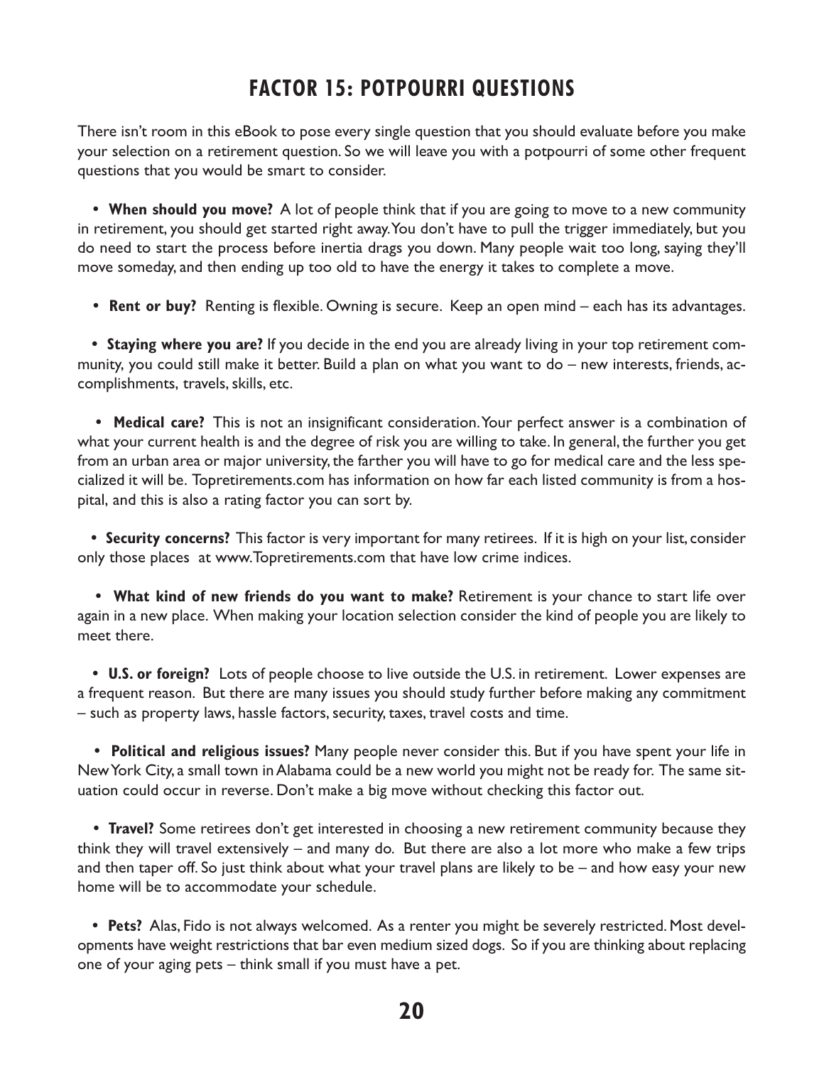# FACTOR 15: POTPOURRI QUESTIONS

There isn't room in this eBook to pose every single question that you should evaluate before you make your selection on a retirement question. So we will leave you with a potpourri of some other frequent questions that you would be smart to consider.

- **When should you move?** A lot of people think that if you are going to move to a new community in retirement, you should get started right away. You don't have to pull the trigger immediately, but you do need to start the process before inertia drags you down. Many people wait too long, saying they'll move someday, and then ending up too old to have the energy it takes to complete a move.

- **Rent or buy?** Renting is flexible. Owning is secure. Keep an open mind – each has its advantages.

- **Staying where you are?** If you decide in the end you are already living in your top retirement community, you could still make it better. Build a plan on what you want to do – new interests, friends, accomplishments, travels, skills, etc.

- **Medical care?** This is not an insignificant consideration. Your perfect answer is a combination of what your current health is and the degree of risk you are willing to take. In general, the further you get from an urban area or major university, the farther you will have to go for medical care and the less specialized it will be. Topretirements.com has information on how far each listed community is from a hospital, and this is also a rating factor you can sort by.

- **Security concerns?** This factor is very important for many retirees. If it is high on your list, consider only those places at www.Topretirements.com that have low crime indices.

- **What kind of new friends do you want to make?** Retirement is your chance to start life over again in a new place. When making your location selection consider the kind of people you are likely to meet there.

- **U.S. or foreign?** Lots of people choose to live outside the U.S. in retirement. Lower expenses are a frequent reason. But there are many issues you should study further before making any commitment – such as property laws, hassle factors, security, taxes, travel costs and time.

- **Political and religious issues?** Many people never consider this. But if you have spent your life in New York City, a small town in Alabama could be a new world you might not be ready for. The same situation could occur in reverse. Don't make a big move without checking this factor out.

- **Travel?** Some retirees don't get interested in choosing a new retirement community because they think they will travel extensively – and many do. But there are also a lot more who make a few trips and then taper off. So just think about what your travel plans are likely to be – and how easy your new home will be to accommodate your schedule.

- **Pets?** Alas, Fido is not always welcomed. As a renter you might be severely restricted. Most developments have weight restrictions that bar even medium sized dogs. So if you are thinking about replacing one of your aging pets – think small if you must have a pet.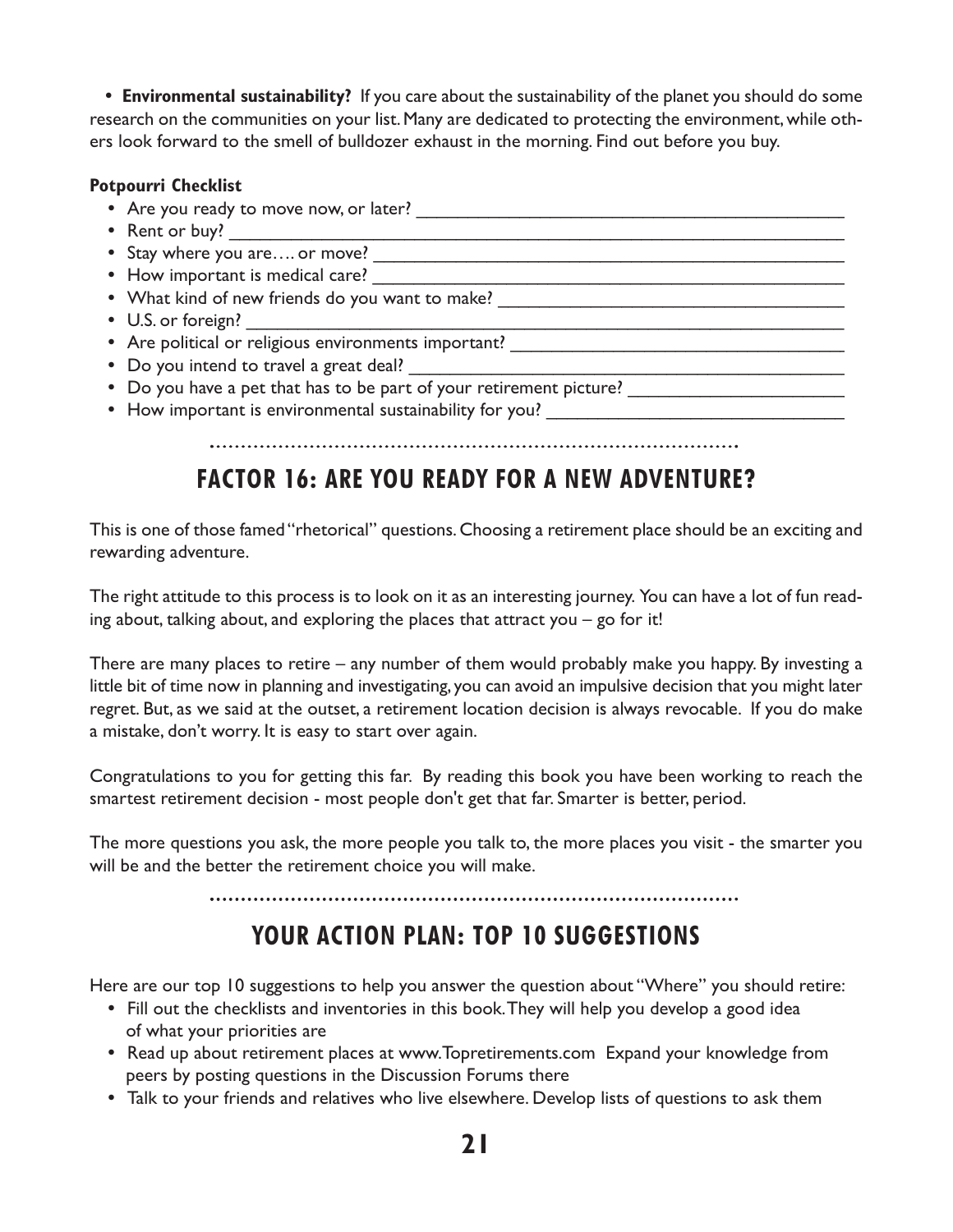- **Environmental sustainability?** If you care about the sustainability of the planet you should do some research on the communities on your list. Many are dedicated to protecting the environment, while others look forward to the smell of bulldozer exhaust in the morning. Find out before you buy.

**Potpourri Checklist**

- Are you ready to move now, or later? ____________________
- Rent or buy? ____________________
- Stay where you are…. or move? ____________________
- How important is medical care? ____________________
- What kind of new friends do you want to make? ____________________
- U.S. or foreign? ____________________
- Are political or religious environments important? ____________________
- Do you intend to travel a great deal? ____________________
- Do you have a pet that has to be part of your retirement picture? ____________________
- How important is environmental sustainability for you? ____________________

## FACTOR 16: ARE YOU READY FOR A NEW ADVENTURE?

This is one of those famed "rhetorical" questions. Choosing a retirement place should be an exciting and rewarding adventure.

The right attitude to this process is to look on it as an interesting journey. You can have a lot of fun reading about, talking about, and exploring the places that attract you – go for it!

There are many places to retire – any number of them would probably make you happy. By investing a little bit of time now in planning and investigating, you can avoid an impulsive decision that you might later regret. But, as we said at the outset, a retirement location decision is always revocable. If you do make a mistake, don't worry. It is easy to start over again.

Congratulations to you for getting this far. By reading this book you have been working to reach the smartest retirement decision - most people don't get that far. Smarter is better, period.

The more questions you ask, the more people you talk to, the more places you visit - the smarter you will be and the better the retirement choice you will make.

## YOUR ACTION PLAN: TOP 10 SUGGESTIONS

Here are our top 10 suggestions to help you answer the question about "Where" you should retire:

- Fill out the checklists and inventories in this book. They will help you develop a good idea of what your priorities are
- Read up about retirement places at www.Topretirements.com Expand your knowledge from peers by posting questions in the Discussion Forums there
- Talk to your friends and relatives who live elsewhere. Develop lists of questions to ask them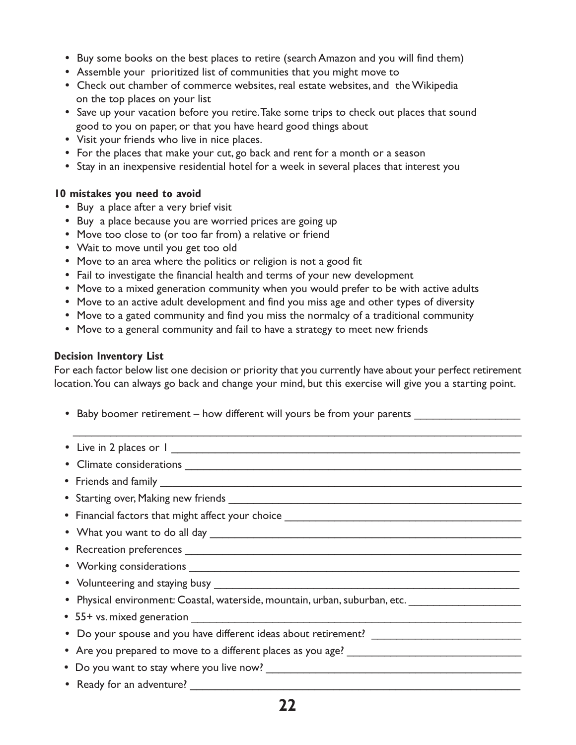- Buy some books on the best places to retire (search Amazon and you will find them)
- Assemble your prioritized list of communities that you might move to
- Check out chamber of commerce websites, real estate websites, and the Wikipedia on the top places on your list
- Save up your vacation before you retire. Take some trips to check out places that sound good to you on paper, or that you have heard good things about
- Visit your friends who live in nice places.
- For the places that make your cut, go back and rent for a month or a season
- Stay in an inexpensive residential hotel for a week in several places that interest you

**10 mistakes you need to avoid**

- Buy a place after a very brief visit
- Buy a place because you are worried prices are going up
- Move too close to (or too far from) a relative or friend
- Wait to move until you get too old
- Move to an area where the politics or religion is not a good fit
- Fail to investigate the financial health and terms of your new development
- Move to a mixed generation community when you would prefer to be with active adults
- Move to an active adult development and find you miss age and other types of diversity
- Move to a gated community and find you miss the normalcy of a traditional community
- Move to a general community and fail to have a strategy to meet new friends

**Decision Inventory List**

For each factor below list one decision or priority that you currently have about your perfect retirement location. You can always go back and change your mind, but this exercise will give you a starting point.

- Baby boomer retirement – how different will yours be from your parents ____________________
  ______________________________________________________________________________
- Live in 2 places or 1 ______________________________________________________________
- Climate considerations _____________________________________________________________
- Friends and family _________________________________________________________________
- Starting over, Making new friends _____________________________________________________
- Financial factors that might affect your choice ___________________________________________
- What you want to do all day _________________________________________________________
- Recreation preferences _____________________________________________________________
- Working considerations _____________________________________________________________
- Volunteering and staying busy _______________________________________________________
- Physical environment: Coastal, waterside, mountain, urban, suburban, etc. ____________________
- 55+ vs. mixed generation ____________________________________________________________
- Do your spouse and you have different ideas about retirement? ____________________________
- Are you prepared to move to a different places as you age? ________________________________
- Do you want to stay where you live now? _______________________________________________
- Ready for an adventure? _____________________________________________________________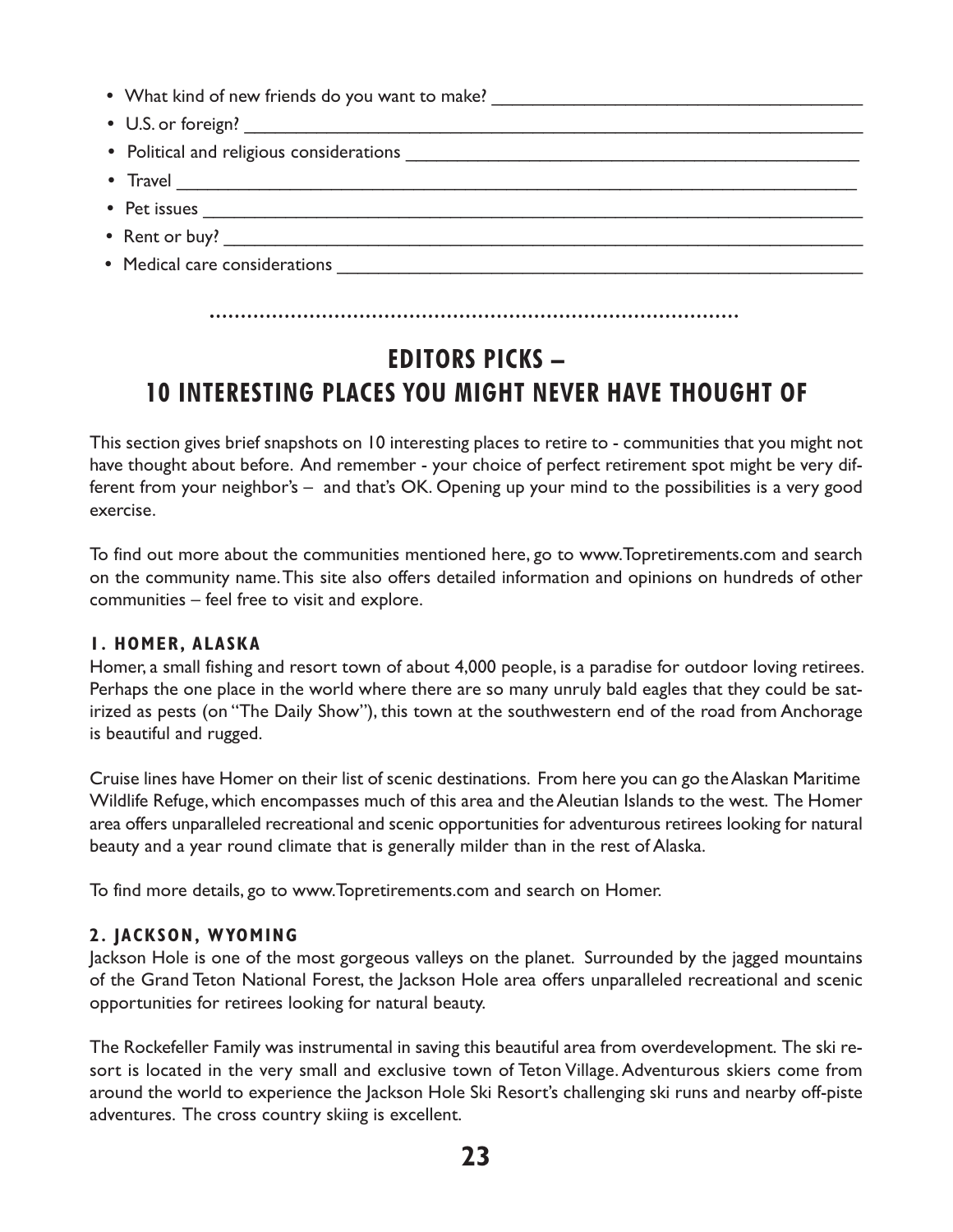- What kind of new friends do you want to make? ___________________________________
- U.S. or foreign? ___________________________________
- Political and religious considerations ___________________________________
- Travel ___________________________________
- Pet issues ___________________________________
- Rent or buy? ___________________________________
- Medical care considerations ___________________________________

## EDITORS PICKS – 10 INTERESTING PLACES YOU MIGHT NEVER HAVE THOUGHT OF

This section gives brief snapshots on 10 interesting places to retire to - communities that you might not have thought about before. And remember - your choice of perfect retirement spot might be very different from your neighbor's – and that's OK. Opening up your mind to the possibilities is a very good exercise.

To find out more about the communities mentioned here, go to www.Topretirements.com and search on the community name. This site also offers detailed information and opinions on hundreds of other communities – feel free to visit and explore.

### 1. HOMER, ALASKA

Homer, a small fishing and resort town of about 4,000 people, is a paradise for outdoor loving retirees. Perhaps the one place in the world where there are so many unruly bald eagles that they could be satirized as pests (on "The Daily Show"), this town at the southwestern end of the road from Anchorage is beautiful and rugged.

Cruise lines have Homer on their list of scenic destinations. From here you can go the Alaskan Maritime Wildlife Refuge, which encompasses much of this area and the Aleutian Islands to the west. The Homer area offers unparalleled recreational and scenic opportunities for adventurous retirees looking for natural beauty and a year round climate that is generally milder than in the rest of Alaska.

To find more details, go to www.Topretirements.com and search on Homer.

### 2. JACKSON, WYOMING

Jackson Hole is one of the most gorgeous valleys on the planet. Surrounded by the jagged mountains of the Grand Teton National Forest, the Jackson Hole area offers unparalleled recreational and scenic opportunities for retirees looking for natural beauty.

The Rockefeller Family was instrumental in saving this beautiful area from overdevelopment. The ski resort is located in the very small and exclusive town of Teton Village. Adventurous skiers come from around the world to experience the Jackson Hole Ski Resort's challenging ski runs and nearby off-piste adventures. The cross country skiing is excellent.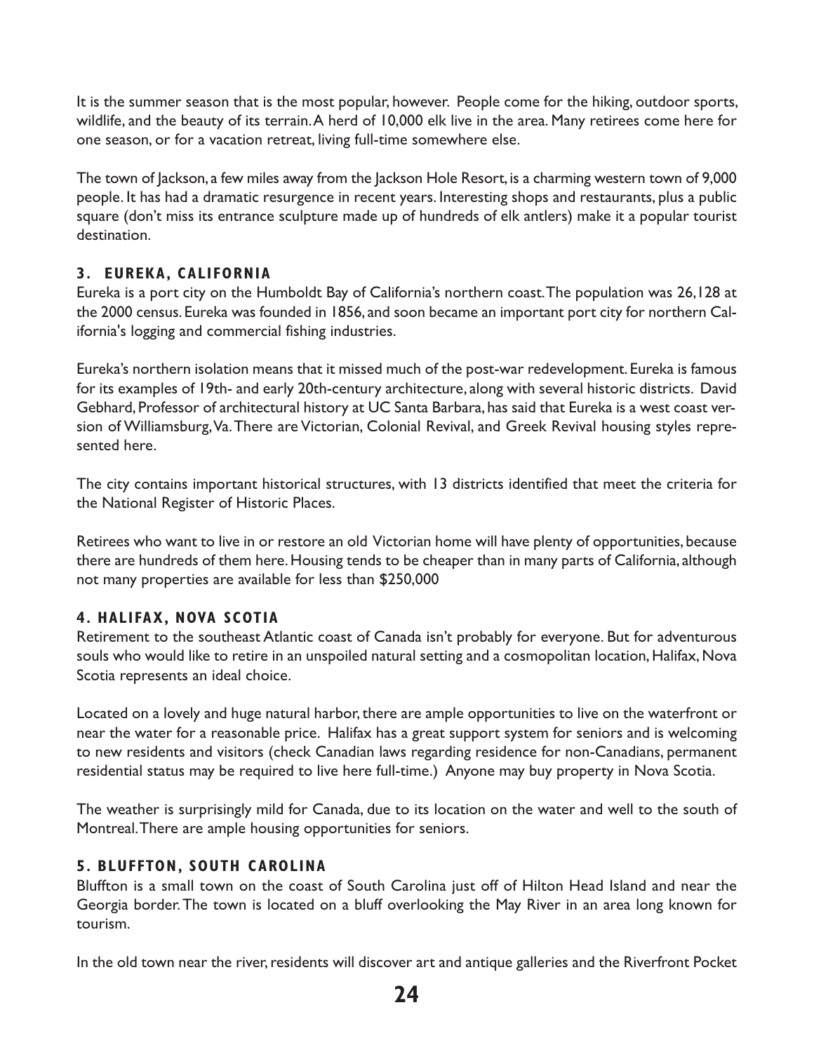It is the summer season that is the most popular, however. People come for the hiking, outdoor sports, wildlife, and the beauty of its terrain. A herd of 10,000 elk live in the area. Many retirees come here for one season, or for a vacation retreat, living full-time somewhere else.

The town of Jackson, a few miles away from the Jackson Hole Resort, is a charming western town of 9,000 people. It has had a dramatic resurgence in recent years. Interesting shops and restaurants, plus a public square (don't miss its entrance sculpture made up of hundreds of elk antlers) make it a popular tourist destination.

### 3. EUREKA, CALIFORNIA

Eureka is a port city on the Humboldt Bay of California's northern coast. The population was 26,128 at the 2000 census. Eureka was founded in 1856, and soon became an important port city for northern California's logging and commercial fishing industries.

Eureka's northern isolation means that it missed much of the post-war redevelopment. Eureka is famous for its examples of 19th- and early 20th-century architecture, along with several historic districts. David Gebhard, Professor of architectural history at UC Santa Barbara, has said that Eureka is a west coast version of Williamsburg, Va. There are Victorian, Colonial Revival, and Greek Revival housing styles represented here.

The city contains important historical structures, with 13 districts identified that meet the criteria for the National Register of Historic Places.

Retirees who want to live in or restore an old Victorian home will have plenty of opportunities, because there are hundreds of them here. Housing tends to be cheaper than in many parts of California, although not many properties are available for less than $250,000

### 4. HALIFAX, NOVA SCOTIA

Retirement to the southeast Atlantic coast of Canada isn't probably for everyone. But for adventurous souls who would like to retire in an unspoiled natural setting and a cosmopolitan location, Halifax, Nova Scotia represents an ideal choice.

Located on a lovely and huge natural harbor, there are ample opportunities to live on the waterfront or near the water for a reasonable price. Halifax has a great support system for seniors and is welcoming to new residents and visitors (check Canadian laws regarding residence for non-Canadians, permanent residential status may be required to live here full-time.) Anyone may buy property in Nova Scotia.

The weather is surprisingly mild for Canada, due to its location on the water and well to the south of Montreal. There are ample housing opportunities for seniors.

### 5. BLUFFTON, SOUTH CAROLINA

Bluffton is a small town on the coast of South Carolina just off of Hilton Head Island and near the Georgia border. The town is located on a bluff overlooking the May River in an area long known for tourism.

In the old town near the river, residents will discover art and antique galleries and the Riverfront Pocket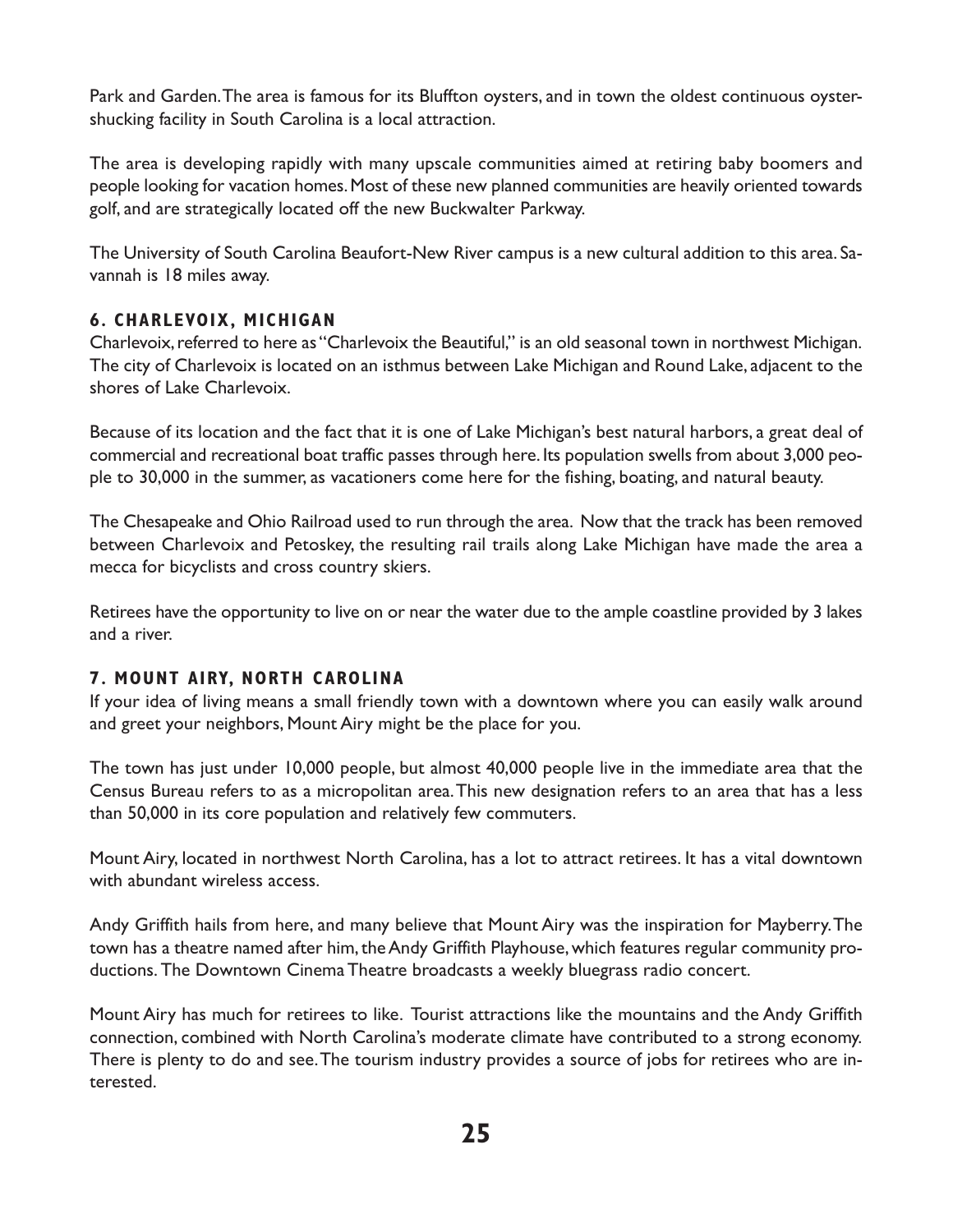Park and Garden. The area is famous for its Bluffton oysters, and in town the oldest continuous oyster-shucking facility in South Carolina is a local attraction.

The area is developing rapidly with many upscale communities aimed at retiring baby boomers and people looking for vacation homes. Most of these new planned communities are heavily oriented towards golf, and are strategically located off the new Buckwalter Parkway.

The University of South Carolina Beaufort-New River campus is a new cultural addition to this area. Savannah is 18 miles away.

### 6. CHARLEVOIX, MICHIGAN

Charlevoix, referred to here as "Charlevoix the Beautiful," is an old seasonal town in northwest Michigan. The city of Charlevoix is located on an isthmus between Lake Michigan and Round Lake, adjacent to the shores of Lake Charlevoix.

Because of its location and the fact that it is one of Lake Michigan's best natural harbors, a great deal of commercial and recreational boat traffic passes through here. Its population swells from about 3,000 people to 30,000 in the summer, as vacationers come here for the fishing, boating, and natural beauty.

The Chesapeake and Ohio Railroad used to run through the area. Now that the track has been removed between Charlevoix and Petoskey, the resulting rail trails along Lake Michigan have made the area a mecca for bicyclists and cross country skiers.

Retirees have the opportunity to live on or near the water due to the ample coastline provided by 3 lakes and a river.

### 7. MOUNT AIRY, NORTH CAROLINA

If your idea of living means a small friendly town with a downtown where you can easily walk around and greet your neighbors, Mount Airy might be the place for you.

The town has just under 10,000 people, but almost 40,000 people live in the immediate area that the Census Bureau refers to as a micropolitan area. This new designation refers to an area that has a less than 50,000 in its core population and relatively few commuters.

Mount Airy, located in northwest North Carolina, has a lot to attract retirees. It has a vital downtown with abundant wireless access.

Andy Griffith hails from here, and many believe that Mount Airy was the inspiration for Mayberry. The town has a theatre named after him, the Andy Griffith Playhouse, which features regular community productions. The Downtown Cinema Theatre broadcasts a weekly bluegrass radio concert.

Mount Airy has much for retirees to like. Tourist attractions like the mountains and the Andy Griffith connection, combined with North Carolina's moderate climate have contributed to a strong economy. There is plenty to do and see. The tourism industry provides a source of jobs for retirees who are interested.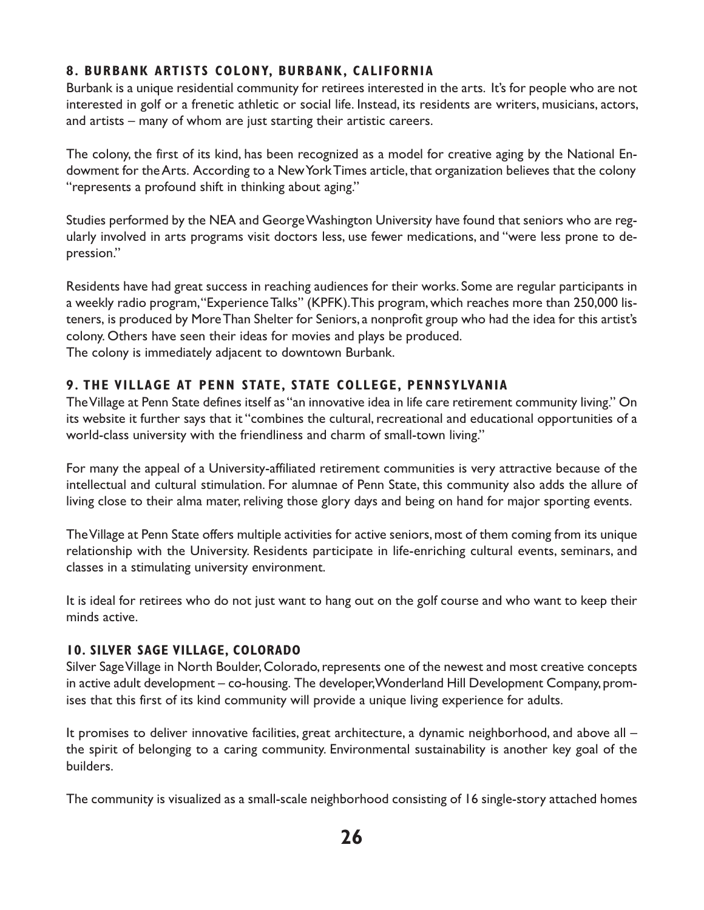### 8. BURBANK ARTISTS COLONY, BURBANK, CALIFORNIA

Burbank is a unique residential community for retirees interested in the arts. It's for people who are not interested in golf or a frenetic athletic or social life. Instead, its residents are writers, musicians, actors, and artists – many of whom are just starting their artistic careers.

The colony, the first of its kind, has been recognized as a model for creative aging by the National Endowment for the Arts. According to a New York Times article, that organization believes that the colony "represents a profound shift in thinking about aging."

Studies performed by the NEA and George Washington University have found that seniors who are regularly involved in arts programs visit doctors less, use fewer medications, and "were less prone to depression."

Residents have had great success in reaching audiences for their works. Some are regular participants in a weekly radio program, "Experience Talks" (KPFK). This program, which reaches more than 250,000 listeners, is produced by More Than Shelter for Seniors, a nonprofit group who had the idea for this artist's colony. Others have seen their ideas for movies and plays be produced.
The colony is immediately adjacent to downtown Burbank.

### 9. THE VILLAGE AT PENN STATE, STATE COLLEGE, PENNSYLVANIA

The Village at Penn State defines itself as "an innovative idea in life care retirement community living." On its website it further says that it "combines the cultural, recreational and educational opportunities of a world-class university with the friendliness and charm of small-town living."

For many the appeal of a University-affiliated retirement communities is very attractive because of the intellectual and cultural stimulation. For alumnae of Penn State, this community also adds the allure of living close to their alma mater, reliving those glory days and being on hand for major sporting events.

The Village at Penn State offers multiple activities for active seniors, most of them coming from its unique relationship with the University. Residents participate in life-enriching cultural events, seminars, and classes in a stimulating university environment.

It is ideal for retirees who do not just want to hang out on the golf course and who want to keep their minds active.

### 10. SILVER SAGE VILLAGE, COLORADO

Silver Sage Village in North Boulder, Colorado, represents one of the newest and most creative concepts in active adult development – co-housing. The developer, Wonderland Hill Development Company, promises that this first of its kind community will provide a unique living experience for adults.

It promises to deliver innovative facilities, great architecture, a dynamic neighborhood, and above all – the spirit of belonging to a caring community. Environmental sustainability is another key goal of the builders.

The community is visualized as a small-scale neighborhood consisting of 16 single-story attached homes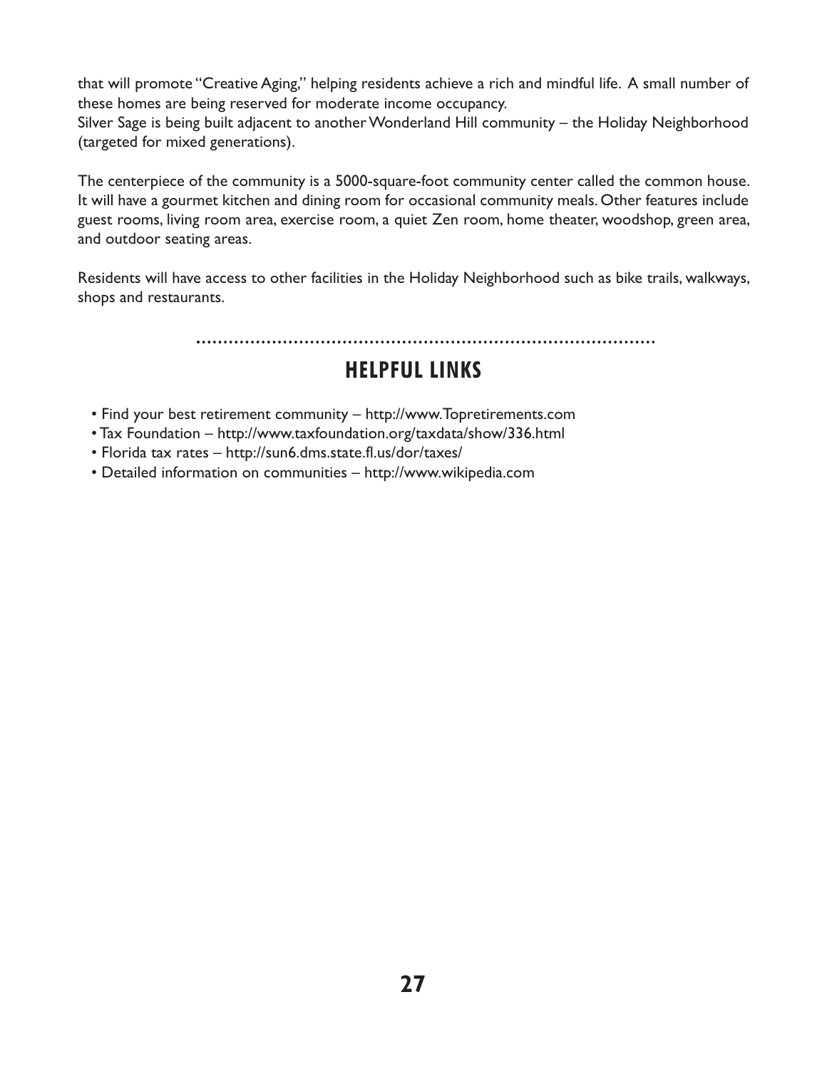that will promote "Creative Aging," helping residents achieve a rich and mindful life. A small number of these homes are being reserved for moderate income occupancy.
Silver Sage is being built adjacent to another Wonderland Hill community – the Holiday Neighborhood (targeted for mixed generations).

The centerpiece of the community is a 5000-square-foot community center called the common house. It will have a gourmet kitchen and dining room for occasional community meals. Other features include guest rooms, living room area, exercise room, a quiet Zen room, home theater, woodshop, green area, and outdoor seating areas.

Residents will have access to other facilities in the Holiday Neighborhood such as bike trails, walkways, shops and restaurants.

## HELPFUL LINKS

- Find your best retirement community – http://www.Topretirements.com
- Tax Foundation – http://www.taxfoundation.org/taxdata/show/336.html
- Florida tax rates – http://sun6.dms.state.fl.us/dor/taxes/
- Detailed information on communities – http://www.wikipedia.com